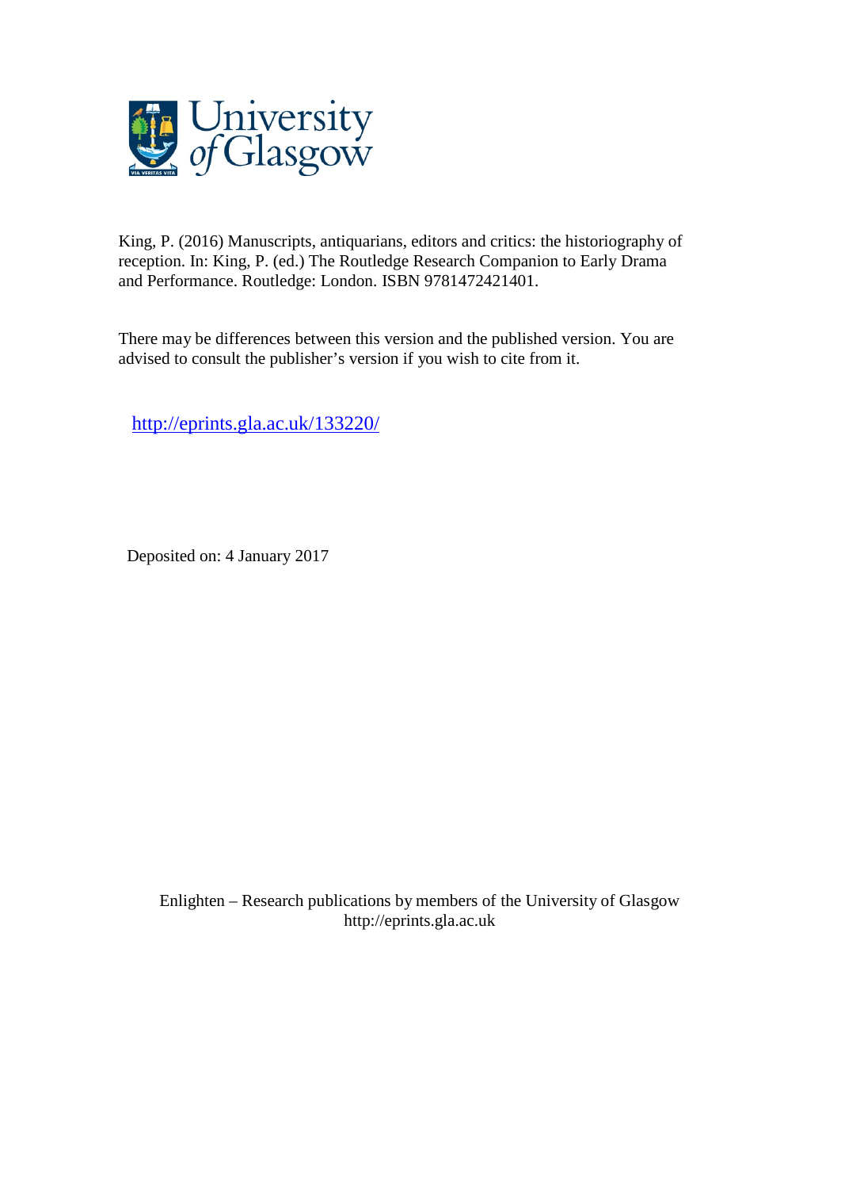University of Glasgow

King, P. (2016) Manuscripts, antiquarians, editors and critics: the historiography of reception. In: King, P. (ed.) The Routledge Research Companion to Early Drama and Performance. Routledge: London. ISBN 9781472421401.

There may be differences between this version and the published version. You are advised to consult the publisher's version if you wish to cite from it.

http://eprints.gla.ac.uk/133220/

Deposited on: 4 January 2017

Enlighten – Research publications by members of the University of Glasgow
http://eprints.gla.ac.uk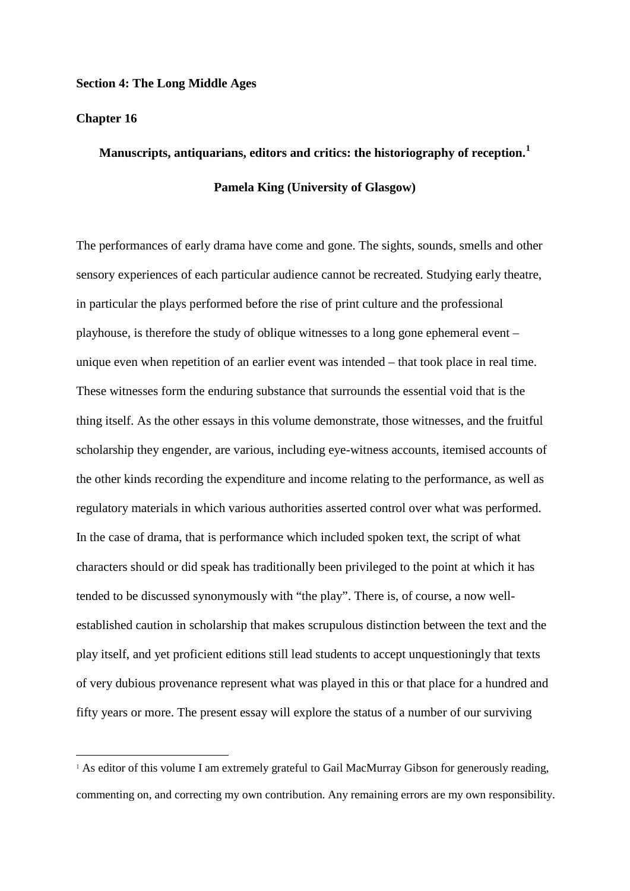**Section 4: The Long Middle Ages**

**Chapter 16**

## Manuscripts, antiquarians, editors and critics: the historiography of reception.[1]

**Pamela King (University of Glasgow)**

The performances of early drama have come and gone. The sights, sounds, smells and other sensory experiences of each particular audience cannot be recreated. Studying early theatre, in particular the plays performed before the rise of print culture and the professional playhouse, is therefore the study of oblique witnesses to a long gone ephemeral event – unique even when repetition of an earlier event was intended – that took place in real time. These witnesses form the enduring substance that surrounds the essential void that is the thing itself. As the other essays in this volume demonstrate, those witnesses, and the fruitful scholarship they engender, are various, including eye-witness accounts, itemised accounts of the other kinds recording the expenditure and income relating to the performance, as well as regulatory materials in which various authorities asserted control over what was performed. In the case of drama, that is performance which included spoken text, the script of what characters should or did speak has traditionally been privileged to the point at which it has tended to be discussed synonymously with "the play". There is, of course, a now well-established caution in scholarship that makes scrupulous distinction between the text and the play itself, and yet proficient editions still lead students to accept unquestioningly that texts of very dubious provenance represent what was played in this or that place for a hundred and fifty years or more. The present essay will explore the status of a number of our surviving

[1] As editor of this volume I am extremely grateful to Gail MacMurray Gibson for generously reading, commenting on, and correcting my own contribution. Any remaining errors are my own responsibility.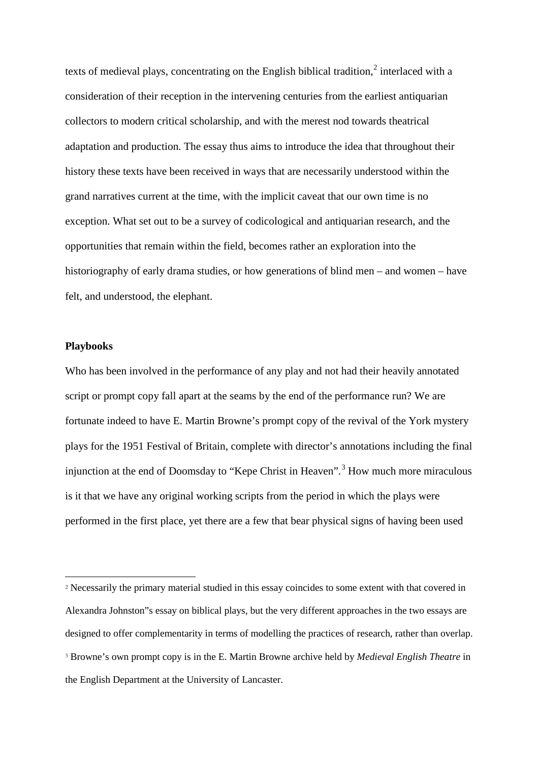texts of medieval plays, concentrating on the English biblical tradition,[2] interlaced with a consideration of their reception in the intervening centuries from the earliest antiquarian collectors to modern critical scholarship, and with the merest nod towards theatrical adaptation and production. The essay thus aims to introduce the idea that throughout their history these texts have been received in ways that are necessarily understood within the grand narratives current at the time, with the implicit caveat that our own time is no exception. What set out to be a survey of codicological and antiquarian research, and the opportunities that remain within the field, becomes rather an exploration into the historiography of early drama studies, or how generations of blind men – and women – have felt, and understood, the elephant.

## Playbooks

Who has been involved in the performance of any play and not had their heavily annotated script or prompt copy fall apart at the seams by the end of the performance run? We are fortunate indeed to have E. Martin Browne's prompt copy of the revival of the York mystery plays for the 1951 Festival of Britain, complete with director's annotations including the final injunction at the end of Doomsday to "Kepe Christ in Heaven".[3] How much more miraculous is it that we have any original working scripts from the period in which the plays were performed in the first place, yet there are a few that bear physical signs of having been used

---

[2] Necessarily the primary material studied in this essay coincides to some extent with that covered in Alexandra Johnston"s essay on biblical plays, but the very different approaches in the two essays are designed to offer complementarity in terms of modelling the practices of research, rather than overlap.

[3] Browne's own prompt copy is in the E. Martin Browne archive held by *Medieval English Theatre* in the English Department at the University of Lancaster.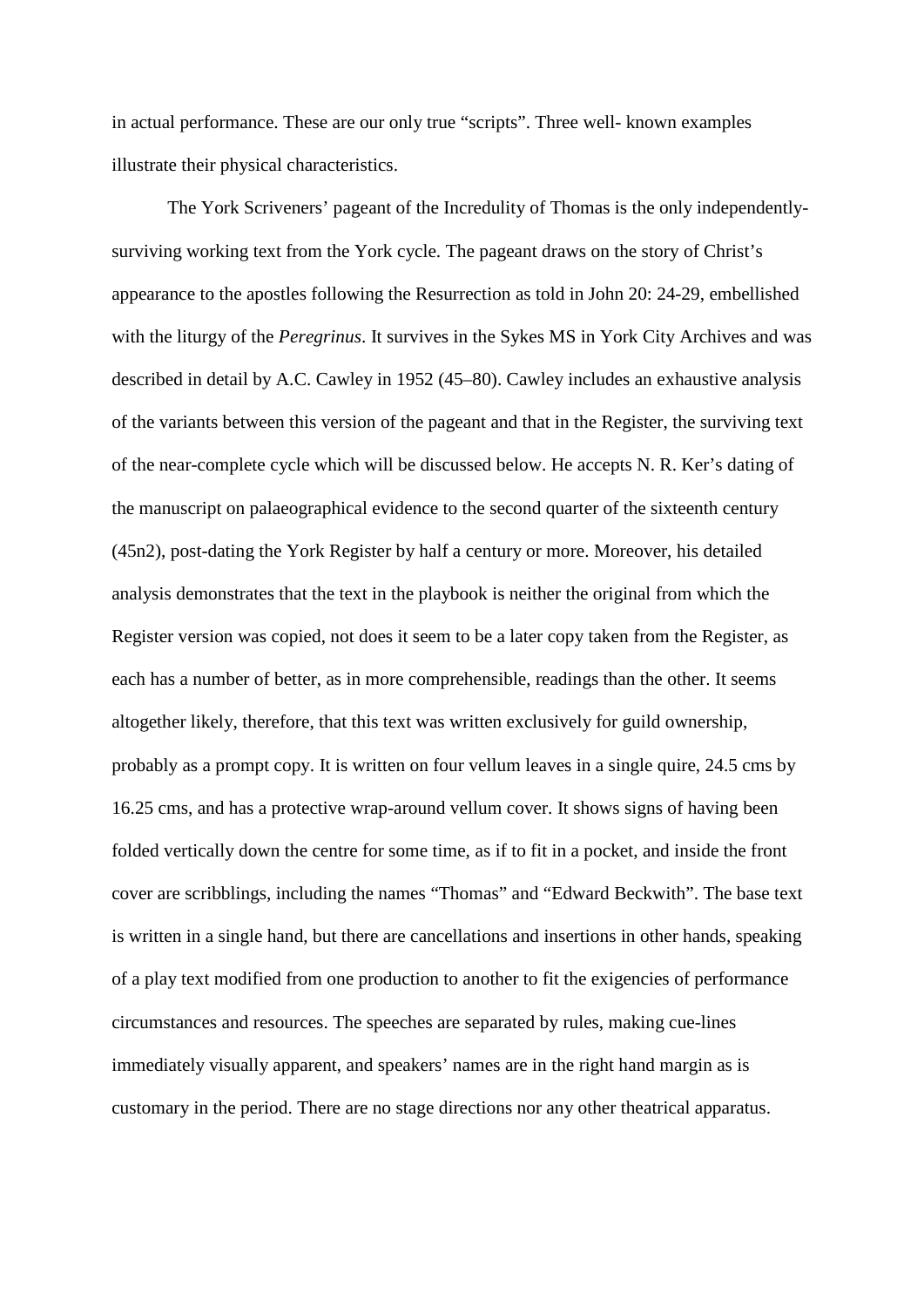in actual performance. These are our only true "scripts". Three well- known examples illustrate their physical characteristics.

The York Scriveners' pageant of the Incredulity of Thomas is the only independently-surviving working text from the York cycle. The pageant draws on the story of Christ's appearance to the apostles following the Resurrection as told in John 20: 24-29, embellished with the liturgy of the *Peregrinus*. It survives in the Sykes MS in York City Archives and was described in detail by A.C. Cawley in 1952 (45–80). Cawley includes an exhaustive analysis of the variants between this version of the pageant and that in the Register, the surviving text of the near-complete cycle which will be discussed below. He accepts N. R. Ker's dating of the manuscript on palaeographical evidence to the second quarter of the sixteenth century (45n2), post-dating the York Register by half a century or more. Moreover, his detailed analysis demonstrates that the text in the playbook is neither the original from which the Register version was copied, not does it seem to be a later copy taken from the Register, as each has a number of better, as in more comprehensible, readings than the other. It seems altogether likely, therefore, that this text was written exclusively for guild ownership, probably as a prompt copy. It is written on four vellum leaves in a single quire, 24.5 cms by 16.25 cms, and has a protective wrap-around vellum cover. It shows signs of having been folded vertically down the centre for some time, as if to fit in a pocket, and inside the front cover are scribblings, including the names "Thomas" and "Edward Beckwith". The base text is written in a single hand, but there are cancellations and insertions in other hands, speaking of a play text modified from one production to another to fit the exigencies of performance circumstances and resources. The speeches are separated by rules, making cue-lines immediately visually apparent, and speakers' names are in the right hand margin as is customary in the period. There are no stage directions nor any other theatrical apparatus.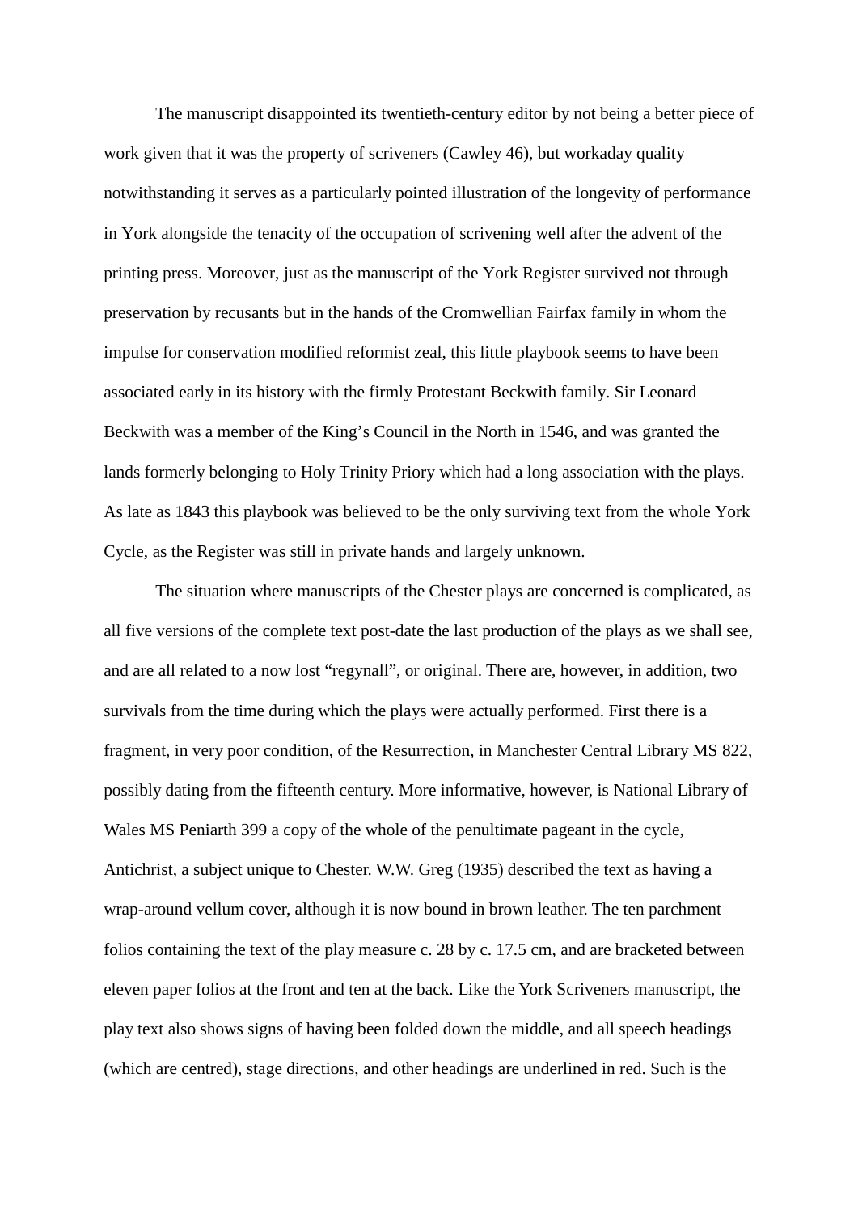The manuscript disappointed its twentieth-century editor by not being a better piece of work given that it was the property of scriveners (Cawley 46), but workaday quality notwithstanding it serves as a particularly pointed illustration of the longevity of performance in York alongside the tenacity of the occupation of scrivening well after the advent of the printing press. Moreover, just as the manuscript of the York Register survived not through preservation by recusants but in the hands of the Cromwellian Fairfax family in whom the impulse for conservation modified reformist zeal, this little playbook seems to have been associated early in its history with the firmly Protestant Beckwith family. Sir Leonard Beckwith was a member of the King's Council in the North in 1546, and was granted the lands formerly belonging to Holy Trinity Priory which had a long association with the plays. As late as 1843 this playbook was believed to be the only surviving text from the whole York Cycle, as the Register was still in private hands and largely unknown.

The situation where manuscripts of the Chester plays are concerned is complicated, as all five versions of the complete text post-date the last production of the plays as we shall see, and are all related to a now lost "regynall", or original. There are, however, in addition, two survivals from the time during which the plays were actually performed. First there is a fragment, in very poor condition, of the Resurrection, in Manchester Central Library MS 822, possibly dating from the fifteenth century. More informative, however, is National Library of Wales MS Peniarth 399 a copy of the whole of the penultimate pageant in the cycle, Antichrist, a subject unique to Chester. W.W. Greg (1935) described the text as having a wrap-around vellum cover, although it is now bound in brown leather. The ten parchment folios containing the text of the play measure c. 28 by c. 17.5 cm, and are bracketed between eleven paper folios at the front and ten at the back. Like the York Scriveners manuscript, the play text also shows signs of having been folded down the middle, and all speech headings (which are centred), stage directions, and other headings are underlined in red. Such is the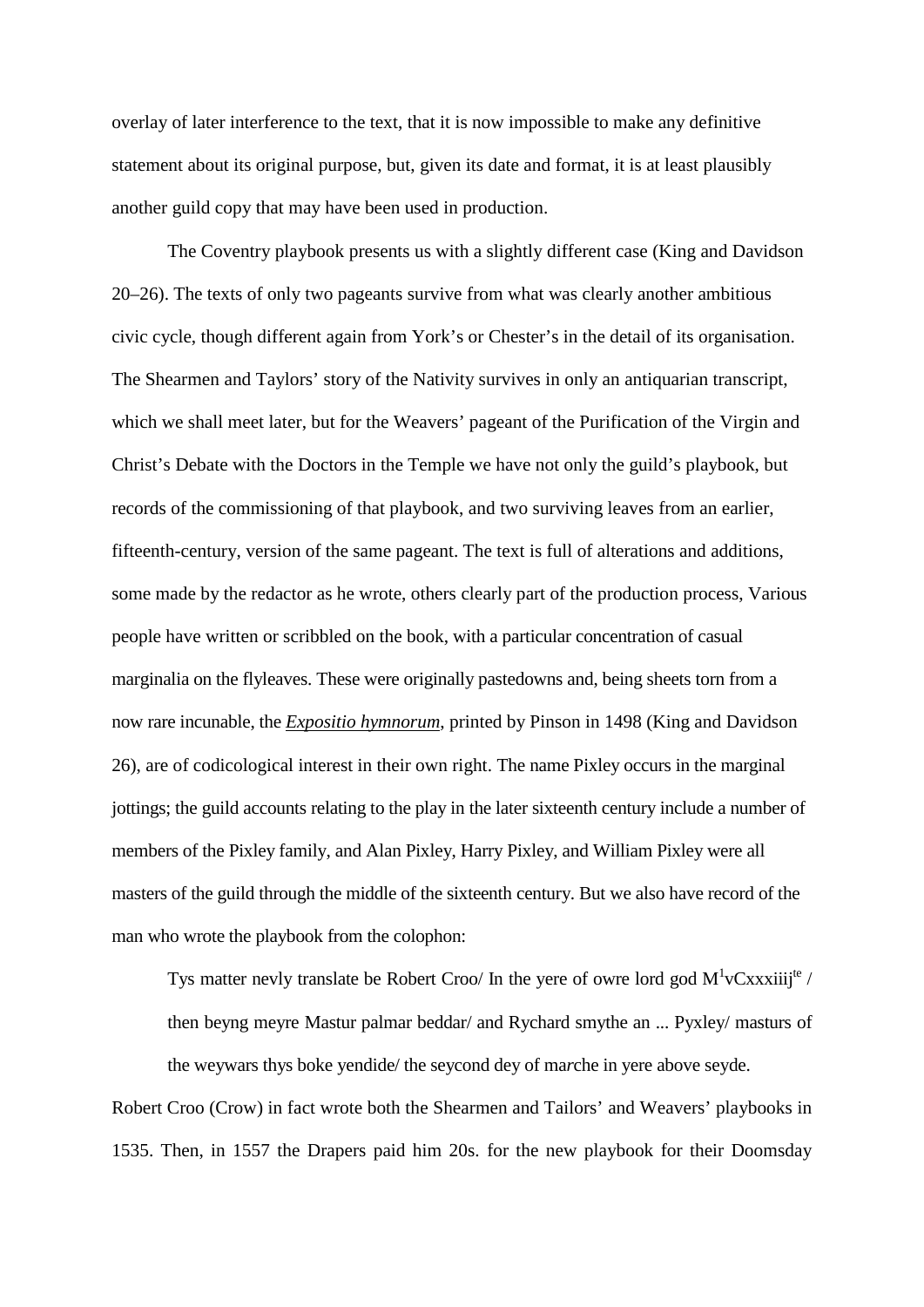overlay of later interference to the text, that it is now impossible to make any definitive statement about its original purpose, but, given its date and format, it is at least plausibly another guild copy that may have been used in production.

The Coventry playbook presents us with a slightly different case (King and Davidson 20–26). The texts of only two pageants survive from what was clearly another ambitious civic cycle, though different again from York's or Chester's in the detail of its organisation. The Shearmen and Taylors' story of the Nativity survives in only an antiquarian transcript, which we shall meet later, but for the Weavers' pageant of the Purification of the Virgin and Christ's Debate with the Doctors in the Temple we have not only the guild's playbook, but records of the commissioning of that playbook, and two surviving leaves from an earlier, fifteenth-century, version of the same pageant. The text is full of alterations and additions, some made by the redactor as he wrote, others clearly part of the production process, Various people have written or scribbled on the book, with a particular concentration of casual marginalia on the flyleaves. These were originally pastedowns and, being sheets torn from a now rare incunable, the *Expositio hymnorum*, printed by Pinson in 1498 (King and Davidson 26), are of codicological interest in their own right. The name Pixley occurs in the marginal jottings; the guild accounts relating to the play in the later sixteenth century include a number of members of the Pixley family, and Alan Pixley, Harry Pixley, and William Pixley were all masters of the guild through the middle of the sixteenth century. But we also have record of the man who wrote the playbook from the colophon:

> Tys matter nevly translate be Robert Croo/ In the yere of owre lord god M[1]vCxxxiiij[te] / then beyng meyre Mastur palmar beddar/ and Rychard smythe an ... Pyxley/ masturs of the weywars thys boke yendide/ the seycond dey of ma*r*che in yere above seyde.

Robert Croo (Crow) in fact wrote both the Shearmen and Tailors' and Weavers' playbooks in 1535. Then, in 1557 the Drapers paid him 20s. for the new playbook for their Doomsday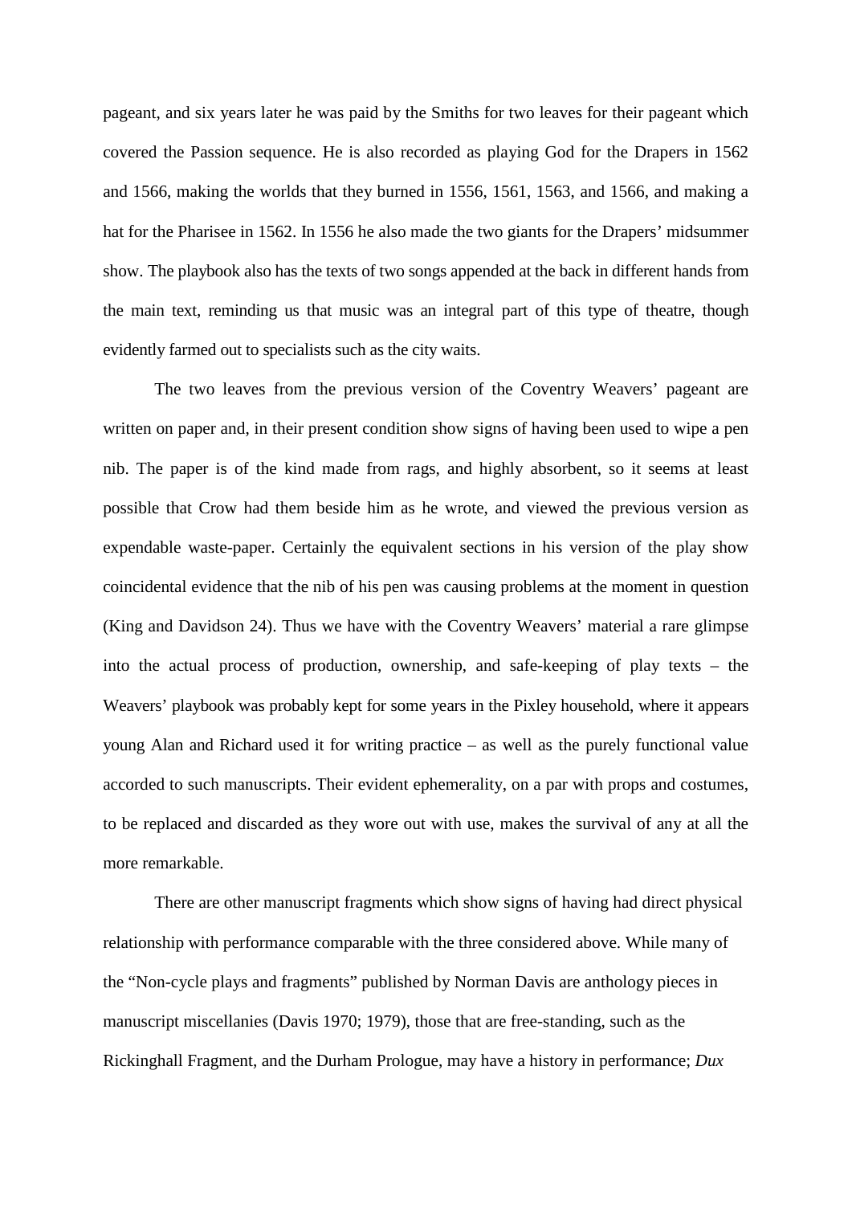pageant, and six years later he was paid by the Smiths for two leaves for their pageant which covered the Passion sequence. He is also recorded as playing God for the Drapers in 1562 and 1566, making the worlds that they burned in 1556, 1561, 1563, and 1566, and making a hat for the Pharisee in 1562. In 1556 he also made the two giants for the Drapers' midsummer show. The playbook also has the texts of two songs appended at the back in different hands from the main text, reminding us that music was an integral part of this type of theatre, though evidently farmed out to specialists such as the city waits.

The two leaves from the previous version of the Coventry Weavers' pageant are written on paper and, in their present condition show signs of having been used to wipe a pen nib. The paper is of the kind made from rags, and highly absorbent, so it seems at least possible that Crow had them beside him as he wrote, and viewed the previous version as expendable waste-paper. Certainly the equivalent sections in his version of the play show coincidental evidence that the nib of his pen was causing problems at the moment in question (King and Davidson 24). Thus we have with the Coventry Weavers' material a rare glimpse into the actual process of production, ownership, and safe-keeping of play texts – the Weavers' playbook was probably kept for some years in the Pixley household, where it appears young Alan and Richard used it for writing practice – as well as the purely functional value accorded to such manuscripts. Their evident ephemerality, on a par with props and costumes, to be replaced and discarded as they wore out with use, makes the survival of any at all the more remarkable.

There are other manuscript fragments which show signs of having had direct physical relationship with performance comparable with the three considered above. While many of the "Non-cycle plays and fragments" published by Norman Davis are anthology pieces in manuscript miscellanies (Davis 1970; 1979), those that are free-standing, such as the Rickinghall Fragment, and the Durham Prologue, may have a history in performance; *Dux*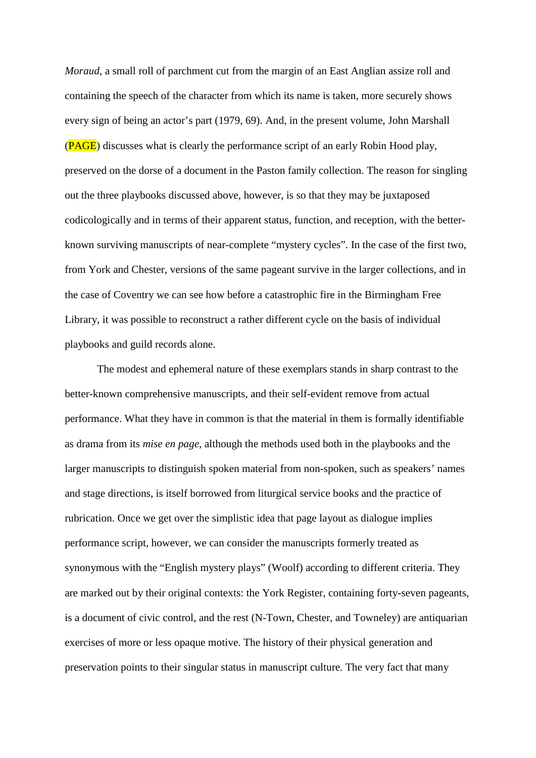*Moraud*, a small roll of parchment cut from the margin of an East Anglian assize roll and containing the speech of the character from which its name is taken, more securely shows every sign of being an actor's part (1979, 69). And, in the present volume, John Marshall (PAGE) discusses what is clearly the performance script of an early Robin Hood play, preserved on the dorse of a document in the Paston family collection. The reason for singling out the three playbooks discussed above, however, is so that they may be juxtaposed codicologically and in terms of their apparent status, function, and reception, with the better-known surviving manuscripts of near-complete "mystery cycles". In the case of the first two, from York and Chester, versions of the same pageant survive in the larger collections, and in the case of Coventry we can see how before a catastrophic fire in the Birmingham Free Library, it was possible to reconstruct a rather different cycle on the basis of individual playbooks and guild records alone.

The modest and ephemeral nature of these exemplars stands in sharp contrast to the better-known comprehensive manuscripts, and their self-evident remove from actual performance. What they have in common is that the material in them is formally identifiable as drama from its *mise en page*, although the methods used both in the playbooks and the larger manuscripts to distinguish spoken material from non-spoken, such as speakers' names and stage directions, is itself borrowed from liturgical service books and the practice of rubrication. Once we get over the simplistic idea that page layout as dialogue implies performance script, however, we can consider the manuscripts formerly treated as synonymous with the "English mystery plays" (Woolf) according to different criteria. They are marked out by their original contexts: the York Register, containing forty-seven pageants, is a document of civic control, and the rest (N-Town, Chester, and Towneley) are antiquarian exercises of more or less opaque motive. The history of their physical generation and preservation points to their singular status in manuscript culture. The very fact that many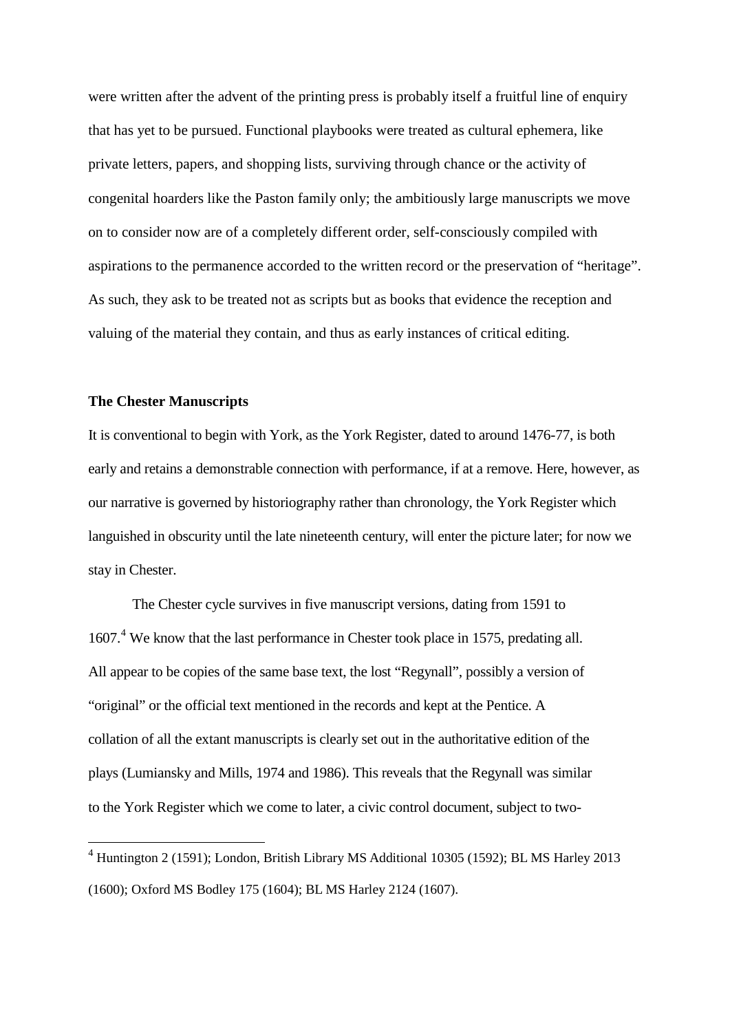were written after the advent of the printing press is probably itself a fruitful line of enquiry that has yet to be pursued. Functional playbooks were treated as cultural ephemera, like private letters, papers, and shopping lists, surviving through chance or the activity of congenital hoarders like the Paston family only; the ambitiously large manuscripts we move on to consider now are of a completely different order, self-consciously compiled with aspirations to the permanence accorded to the written record or the preservation of "heritage". As such, they ask to be treated not as scripts but as books that evidence the reception and valuing of the material they contain, and thus as early instances of critical editing.

**The Chester Manuscripts**

It is conventional to begin with York, as the York Register, dated to around 1476-77, is both early and retains a demonstrable connection with performance, if at a remove. Here, however, as our narrative is governed by historiography rather than chronology, the York Register which languished in obscurity until the late nineteenth century, will enter the picture later; for now we stay in Chester.

The Chester cycle survives in five manuscript versions, dating from 1591 to 1607.[4] We know that the last performance in Chester took place in 1575, predating all. All appear to be copies of the same base text, the lost "Regynall", possibly a version of "original" or the official text mentioned in the records and kept at the Pentice. A collation of all the extant manuscripts is clearly set out in the authoritative edition of the plays (Lumiansky and Mills, 1974 and 1986). This reveals that the Regynall was similar to the York Register which we come to later, a civic control document, subject to two-

[4] Huntington 2 (1591); London, British Library MS Additional 10305 (1592); BL MS Harley 2013 (1600); Oxford MS Bodley 175 (1604); BL MS Harley 2124 (1607).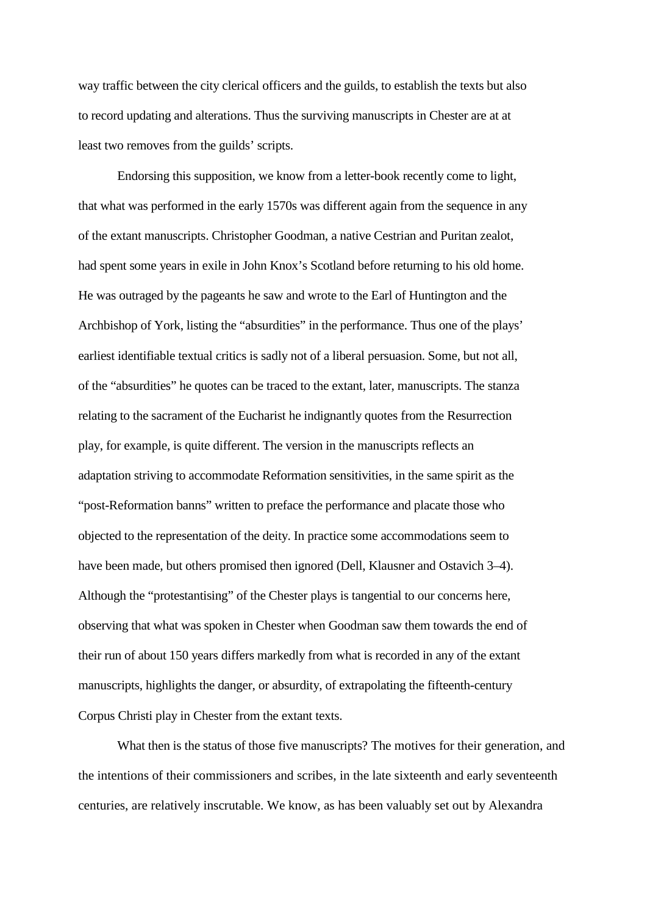way traffic between the city clerical officers and the guilds, to establish the texts but also to record updating and alterations. Thus the surviving manuscripts in Chester are at at least two removes from the guilds' scripts.

Endorsing this supposition, we know from a letter-book recently come to light, that what was performed in the early 1570s was different again from the sequence in any of the extant manuscripts. Christopher Goodman, a native Cestrian and Puritan zealot, had spent some years in exile in John Knox's Scotland before returning to his old home. He was outraged by the pageants he saw and wrote to the Earl of Huntington and the Archbishop of York, listing the "absurdities" in the performance. Thus one of the plays' earliest identifiable textual critics is sadly not of a liberal persuasion. Some, but not all, of the "absurdities" he quotes can be traced to the extant, later, manuscripts. The stanza relating to the sacrament of the Eucharist he indignantly quotes from the Resurrection play, for example, is quite different. The version in the manuscripts reflects an adaptation striving to accommodate Reformation sensitivities, in the same spirit as the "post-Reformation banns" written to preface the performance and placate those who objected to the representation of the deity. In practice some accommodations seem to have been made, but others promised then ignored (Dell, Klausner and Ostavich 3–4). Although the "protestantising" of the Chester plays is tangential to our concerns here, observing that what was spoken in Chester when Goodman saw them towards the end of their run of about 150 years differs markedly from what is recorded in any of the extant manuscripts, highlights the danger, or absurdity, of extrapolating the fifteenth-century Corpus Christi play in Chester from the extant texts.

What then is the status of those five manuscripts? The motives for their generation, and the intentions of their commissioners and scribes, in the late sixteenth and early seventeenth centuries, are relatively inscrutable. We know, as has been valuably set out by Alexandra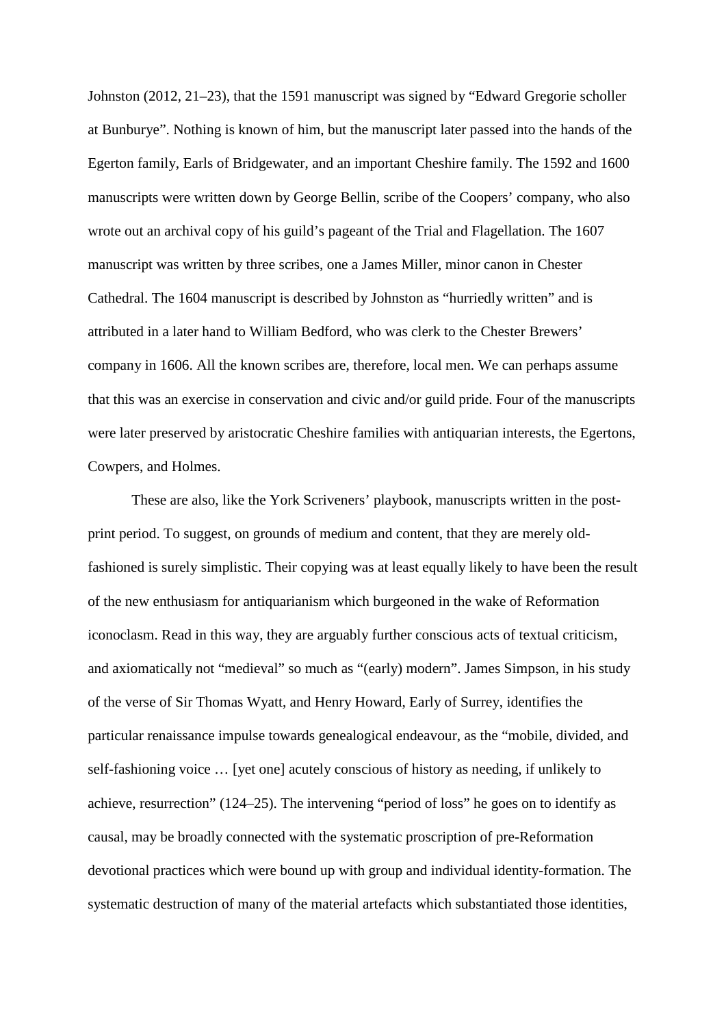Johnston (2012, 21–23), that the 1591 manuscript was signed by "Edward Gregorie scholler at Bunburye". Nothing is known of him, but the manuscript later passed into the hands of the Egerton family, Earls of Bridgewater, and an important Cheshire family. The 1592 and 1600 manuscripts were written down by George Bellin, scribe of the Coopers' company, who also wrote out an archival copy of his guild's pageant of the Trial and Flagellation. The 1607 manuscript was written by three scribes, one a James Miller, minor canon in Chester Cathedral. The 1604 manuscript is described by Johnston as "hurriedly written" and is attributed in a later hand to William Bedford, who was clerk to the Chester Brewers' company in 1606. All the known scribes are, therefore, local men. We can perhaps assume that this was an exercise in conservation and civic and/or guild pride. Four of the manuscripts were later preserved by aristocratic Cheshire families with antiquarian interests, the Egertons, Cowpers, and Holmes.

These are also, like the York Scriveners' playbook, manuscripts written in the post-print period. To suggest, on grounds of medium and content, that they are merely old-fashioned is surely simplistic. Their copying was at least equally likely to have been the result of the new enthusiasm for antiquarianism which burgeoned in the wake of Reformation iconoclasm. Read in this way, they are arguably further conscious acts of textual criticism, and axiomatically not "medieval" so much as "(early) modern". James Simpson, in his study of the verse of Sir Thomas Wyatt, and Henry Howard, Early of Surrey, identifies the particular renaissance impulse towards genealogical endeavour, as the "mobile, divided, and self-fashioning voice … [yet one] acutely conscious of history as needing, if unlikely to achieve, resurrection" (124–25). The intervening "period of loss" he goes on to identify as causal, may be broadly connected with the systematic proscription of pre-Reformation devotional practices which were bound up with group and individual identity-formation. The systematic destruction of many of the material artefacts which substantiated those identities,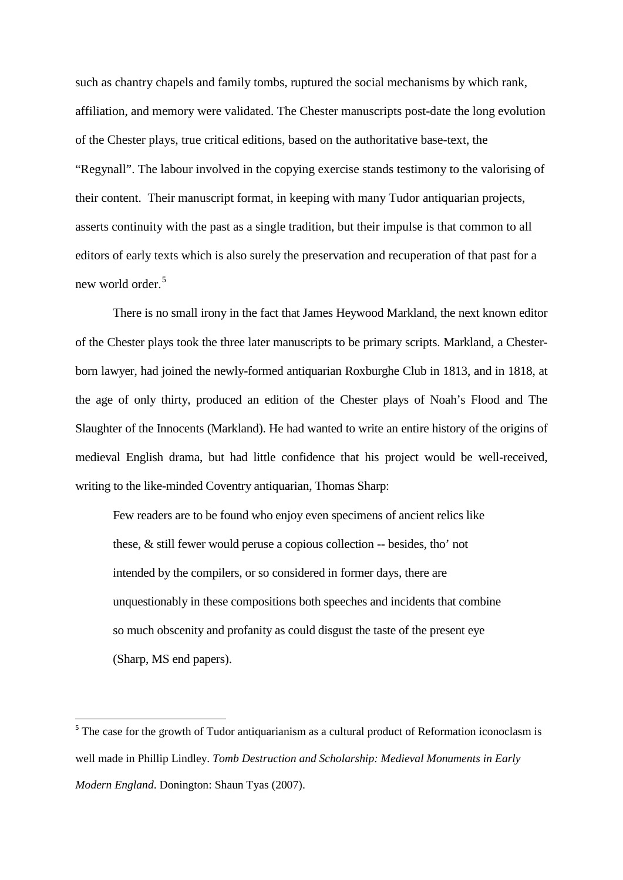such as chantry chapels and family tombs, ruptured the social mechanisms by which rank, affiliation, and memory were validated. The Chester manuscripts post-date the long evolution of the Chester plays, true critical editions, based on the authoritative base-text, the "Regynall". The labour involved in the copying exercise stands testimony to the valorising of their content. Their manuscript format, in keeping with many Tudor antiquarian projects, asserts continuity with the past as a single tradition, but their impulse is that common to all editors of early texts which is also surely the preservation and recuperation of that past for a new world order.[5]

There is no small irony in the fact that James Heywood Markland, the next known editor of the Chester plays took the three later manuscripts to be primary scripts. Markland, a Chester-born lawyer, had joined the newly-formed antiquarian Roxburghe Club in 1813, and in 1818, at the age of only thirty, produced an edition of the Chester plays of Noah's Flood and The Slaughter of the Innocents (Markland). He had wanted to write an entire history of the origins of medieval English drama, but had little confidence that his project would be well-received, writing to the like-minded Coventry antiquarian, Thomas Sharp:

> Few readers are to be found who enjoy even specimens of ancient relics like these, & still fewer would peruse a copious collection -- besides, tho' not intended by the compilers, or so considered in former days, there are unquestionably in these compositions both speeches and incidents that combine so much obscenity and profanity as could disgust the taste of the present eye (Sharp, MS end papers).

---

[5] The case for the growth of Tudor antiquarianism as a cultural product of Reformation iconoclasm is well made in Phillip Lindley. *Tomb Destruction and Scholarship: Medieval Monuments in Early Modern England*. Donington: Shaun Tyas (2007).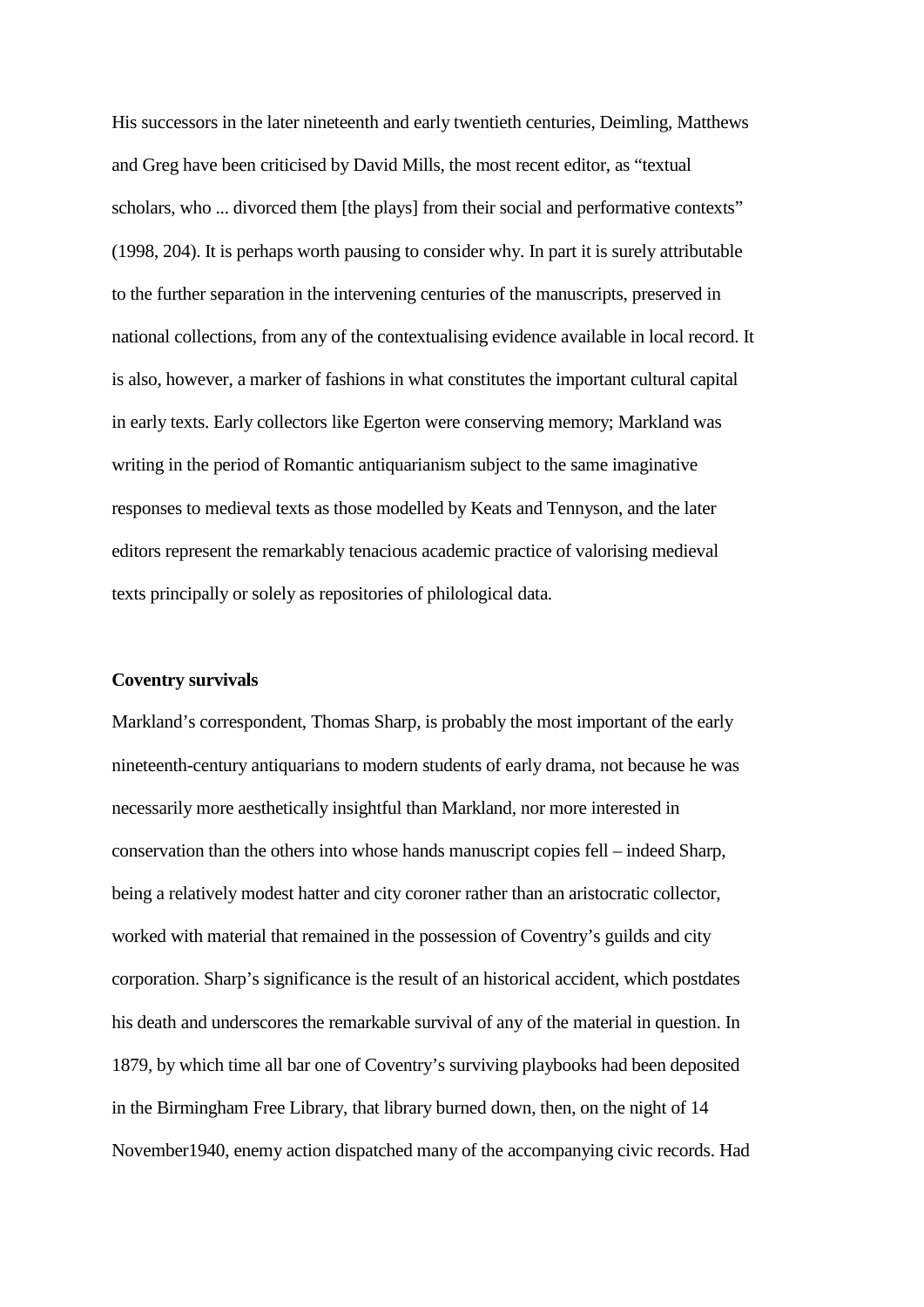His successors in the later nineteenth and early twentieth centuries, Deimling, Matthews and Greg have been criticised by David Mills, the most recent editor, as “textual scholars, who ... divorced them [the plays] from their social and performative contexts” (1998, 204). It is perhaps worth pausing to consider why. In part it is surely attributable to the further separation in the intervening centuries of the manuscripts, preserved in national collections, from any of the contextualising evidence available in local record. It is also, however, a marker of fashions in what constitutes the important cultural capital in early texts. Early collectors like Egerton were conserving memory; Markland was writing in the period of Romantic antiquarianism subject to the same imaginative responses to medieval texts as those modelled by Keats and Tennyson, and the later editors represent the remarkably tenacious academic practice of valorising medieval texts principally or solely as repositories of philological data.

**Coventry survivals**

Markland’s correspondent, Thomas Sharp, is probably the most important of the early nineteenth-century antiquarians to modern students of early drama, not because he was necessarily more aesthetically insightful than Markland, nor more interested in conservation than the others into whose hands manuscript copies fell – indeed Sharp, being a relatively modest hatter and city coroner rather than an aristocratic collector, worked with material that remained in the possession of Coventry’s guilds and city corporation. Sharp’s significance is the result of an historical accident, which postdates his death and underscores the remarkable survival of any of the material in question. In 1879, by which time all bar one of Coventry’s surviving playbooks had been deposited in the Birmingham Free Library, that library burned down, then, on the night of 14 November1940, enemy action dispatched many of the accompanying civic records. Had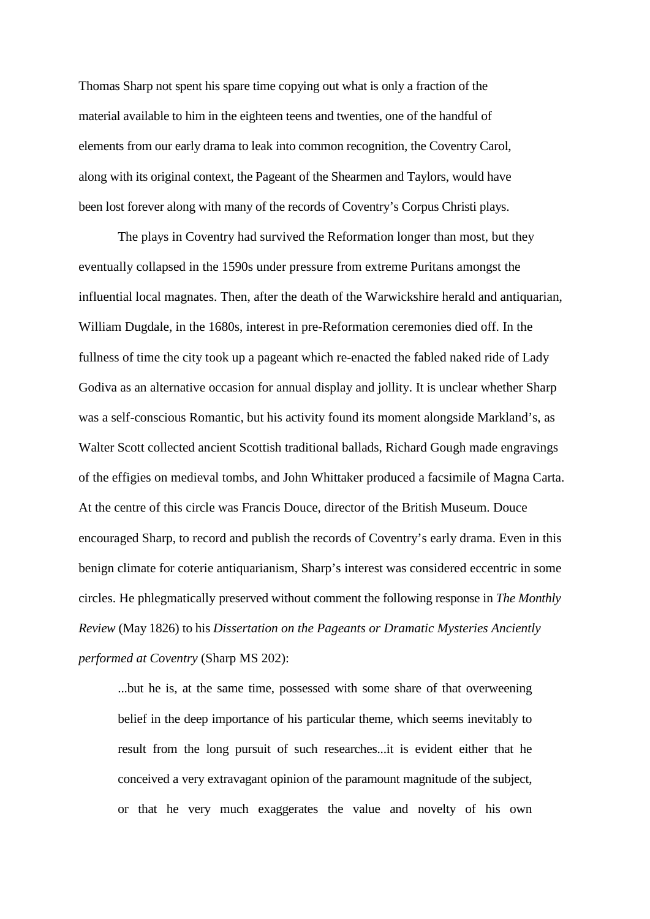Thomas Sharp not spent his spare time copying out what is only a fraction of the material available to him in the eighteen teens and twenties, one of the handful of elements from our early drama to leak into common recognition, the Coventry Carol, along with its original context, the Pageant of the Shearmen and Taylors, would have been lost forever along with many of the records of Coventry's Corpus Christi plays.

The plays in Coventry had survived the Reformation longer than most, but they eventually collapsed in the 1590s under pressure from extreme Puritans amongst the influential local magnates. Then, after the death of the Warwickshire herald and antiquarian, William Dugdale, in the 1680s, interest in pre-Reformation ceremonies died off. In the fullness of time the city took up a pageant which re-enacted the fabled naked ride of Lady Godiva as an alternative occasion for annual display and jollity. It is unclear whether Sharp was a self-conscious Romantic, but his activity found its moment alongside Markland's, as Walter Scott collected ancient Scottish traditional ballads, Richard Gough made engravings of the effigies on medieval tombs, and John Whittaker produced a facsimile of Magna Carta. At the centre of this circle was Francis Douce, director of the British Museum. Douce encouraged Sharp, to record and publish the records of Coventry's early drama. Even in this benign climate for coterie antiquarianism, Sharp's interest was considered eccentric in some circles. He phlegmatically preserved without comment the following response in *The Monthly Review* (May 1826) to his *Dissertation on the Pageants or Dramatic Mysteries Anciently performed at Coventry* (Sharp MS 202):

> ...but he is, at the same time, possessed with some share of that overweening belief in the deep importance of his particular theme, which seems inevitably to result from the long pursuit of such researches...it is evident either that he conceived a very extravagant opinion of the paramount magnitude of the subject, or that he very much exaggerates the value and novelty of his own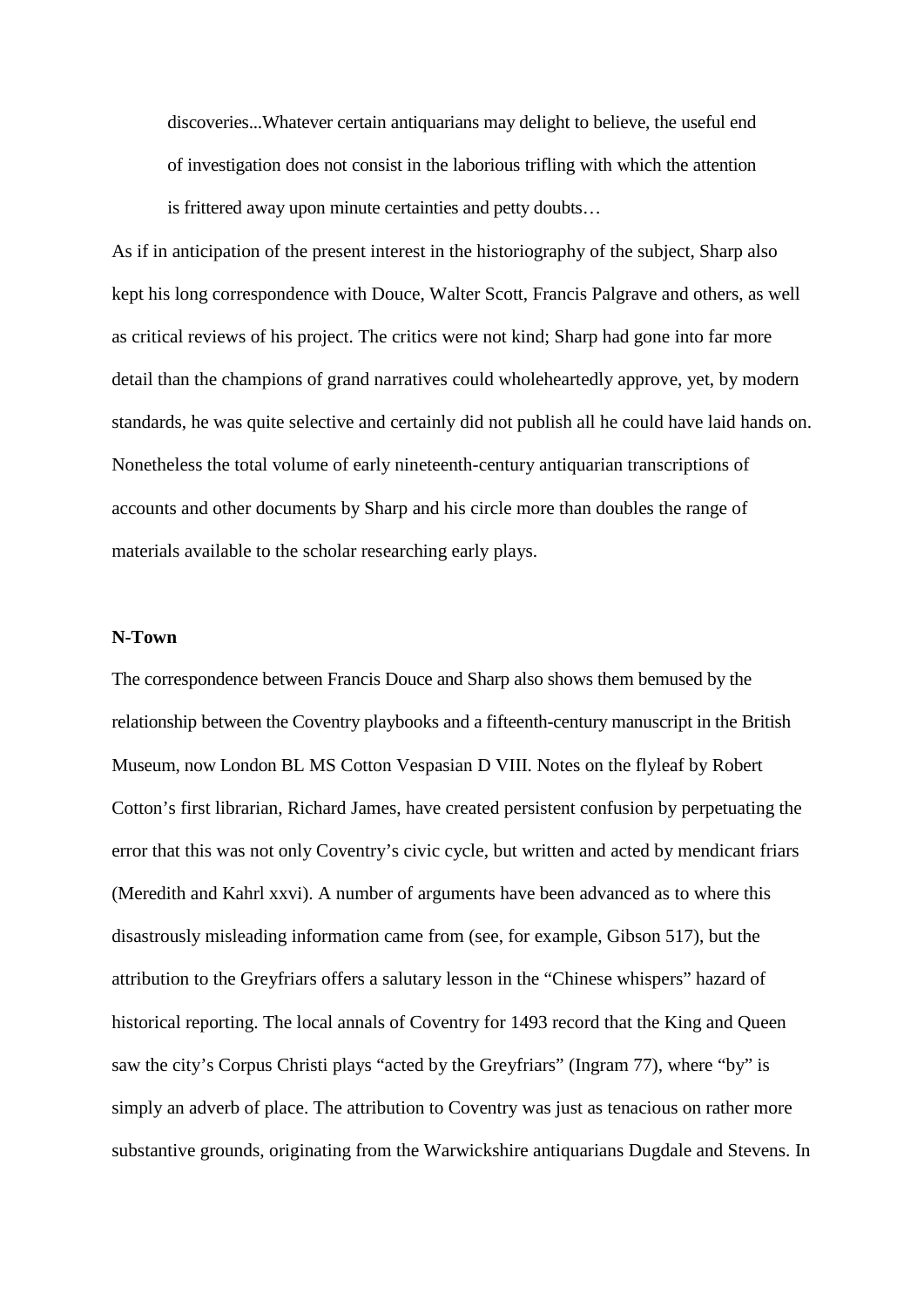> discoveries...Whatever certain antiquarians may delight to believe, the useful end of investigation does not consist in the laborious trifling with which the attention is frittered away upon minute certainties and petty doubts…

As if in anticipation of the present interest in the historiography of the subject, Sharp also kept his long correspondence with Douce, Walter Scott, Francis Palgrave and others, as well as critical reviews of his project. The critics were not kind; Sharp had gone into far more detail than the champions of grand narratives could wholeheartedly approve, yet, by modern standards, he was quite selective and certainly did not publish all he could have laid hands on. Nonetheless the total volume of early nineteenth-century antiquarian transcriptions of accounts and other documents by Sharp and his circle more than doubles the range of materials available to the scholar researching early plays.

**N-Town**

The correspondence between Francis Douce and Sharp also shows them bemused by the relationship between the Coventry playbooks and a fifteenth-century manuscript in the British Museum, now London BL MS Cotton Vespasian D VIII. Notes on the flyleaf by Robert Cotton's first librarian, Richard James, have created persistent confusion by perpetuating the error that this was not only Coventry's civic cycle, but written and acted by mendicant friars (Meredith and Kahrl xxvi). A number of arguments have been advanced as to where this disastrously misleading information came from (see, for example, Gibson 517), but the attribution to the Greyfriars offers a salutary lesson in the "Chinese whispers" hazard of historical reporting. The local annals of Coventry for 1493 record that the King and Queen saw the city's Corpus Christi plays "acted by the Greyfriars" (Ingram 77), where "by" is simply an adverb of place. The attribution to Coventry was just as tenacious on rather more substantive grounds, originating from the Warwickshire antiquarians Dugdale and Stevens. In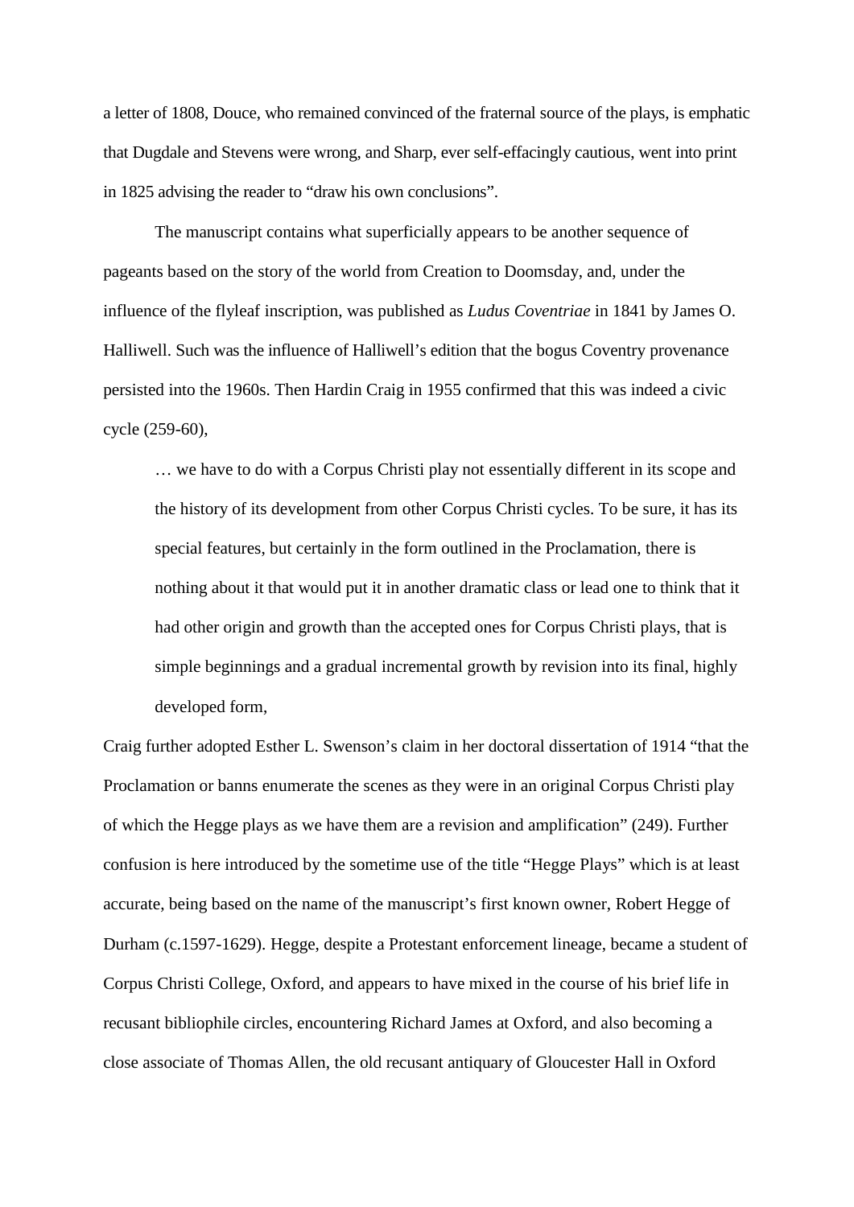a letter of 1808, Douce, who remained convinced of the fraternal source of the plays, is emphatic that Dugdale and Stevens were wrong, and Sharp, ever self-effacingly cautious, went into print in 1825 advising the reader to "draw his own conclusions".

The manuscript contains what superficially appears to be another sequence of pageants based on the story of the world from Creation to Doomsday, and, under the influence of the flyleaf inscription, was published as *Ludus Coventriae* in 1841 by James O. Halliwell. Such was the influence of Halliwell's edition that the bogus Coventry provenance persisted into the 1960s. Then Hardin Craig in 1955 confirmed that this was indeed a civic cycle (259-60),

> … we have to do with a Corpus Christi play not essentially different in its scope and the history of its development from other Corpus Christi cycles. To be sure, it has its special features, but certainly in the form outlined in the Proclamation, there is nothing about it that would put it in another dramatic class or lead one to think that it had other origin and growth than the accepted ones for Corpus Christi plays, that is simple beginnings and a gradual incremental growth by revision into its final, highly developed form,

Craig further adopted Esther L. Swenson's claim in her doctoral dissertation of 1914 "that the Proclamation or banns enumerate the scenes as they were in an original Corpus Christi play of which the Hegge plays as we have them are a revision and amplification" (249). Further confusion is here introduced by the sometime use of the title "Hegge Plays" which is at least accurate, being based on the name of the manuscript's first known owner, Robert Hegge of Durham (c.1597-1629). Hegge, despite a Protestant enforcement lineage, became a student of Corpus Christi College, Oxford, and appears to have mixed in the course of his brief life in recusant bibliophile circles, encountering Richard James at Oxford, and also becoming a close associate of Thomas Allen, the old recusant antiquary of Gloucester Hall in Oxford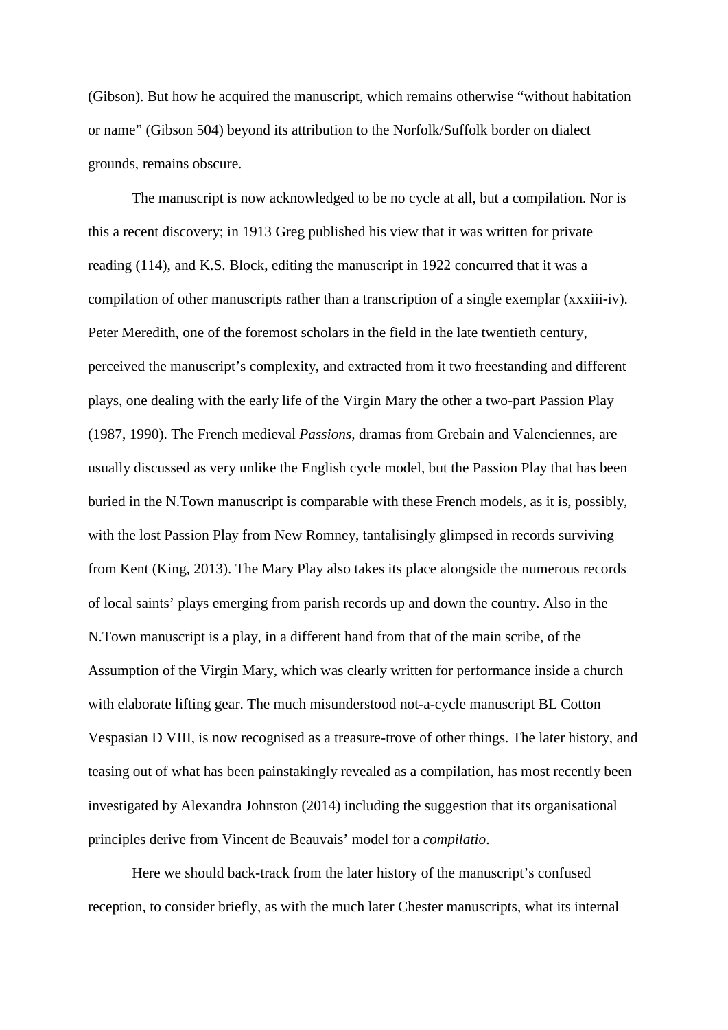(Gibson). But how he acquired the manuscript, which remains otherwise "without habitation or name" (Gibson 504) beyond its attribution to the Norfolk/Suffolk border on dialect grounds, remains obscure.

The manuscript is now acknowledged to be no cycle at all, but a compilation. Nor is this a recent discovery; in 1913 Greg published his view that it was written for private reading (114), and K.S. Block, editing the manuscript in 1922 concurred that it was a compilation of other manuscripts rather than a transcription of a single exemplar (xxxiii-iv). Peter Meredith, one of the foremost scholars in the field in the late twentieth century, perceived the manuscript's complexity, and extracted from it two freestanding and different plays, one dealing with the early life of the Virgin Mary the other a two-part Passion Play (1987, 1990). The French medieval *Passions*, dramas from Grebain and Valenciennes, are usually discussed as very unlike the English cycle model, but the Passion Play that has been buried in the N.Town manuscript is comparable with these French models, as it is, possibly, with the lost Passion Play from New Romney, tantalisingly glimpsed in records surviving from Kent (King, 2013). The Mary Play also takes its place alongside the numerous records of local saints' plays emerging from parish records up and down the country. Also in the N.Town manuscript is a play, in a different hand from that of the main scribe, of the Assumption of the Virgin Mary, which was clearly written for performance inside a church with elaborate lifting gear. The much misunderstood not-a-cycle manuscript BL Cotton Vespasian D VIII, is now recognised as a treasure-trove of other things. The later history, and teasing out of what has been painstakingly revealed as a compilation, has most recently been investigated by Alexandra Johnston (2014) including the suggestion that its organisational principles derive from Vincent de Beauvais' model for a *compilatio*.

Here we should back-track from the later history of the manuscript's confused reception, to consider briefly, as with the much later Chester manuscripts, what its internal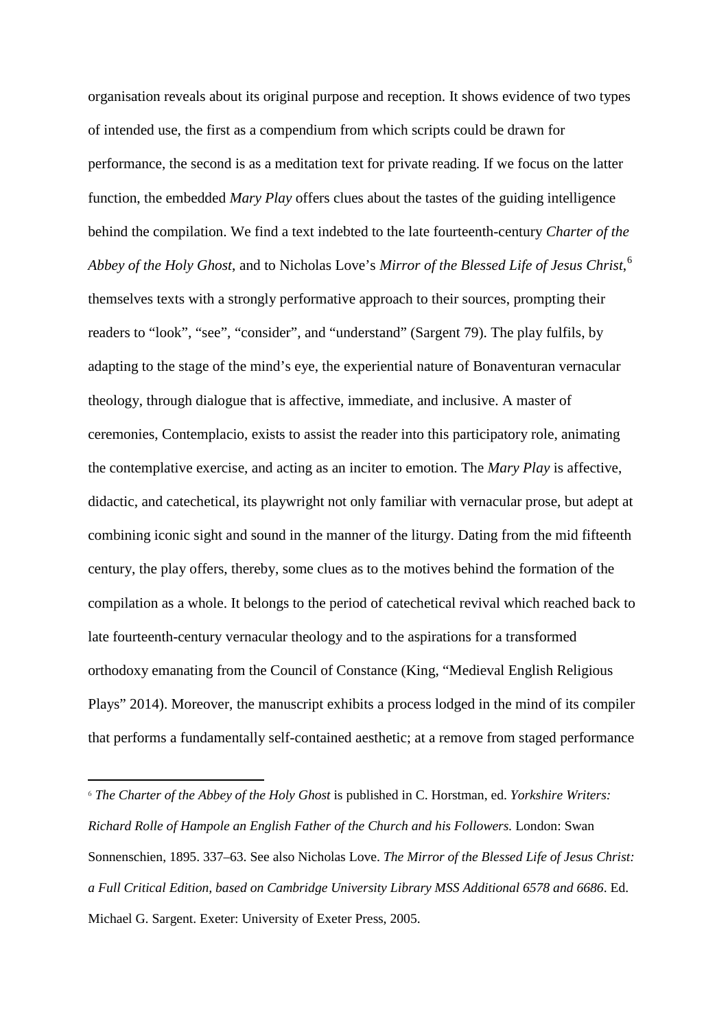organisation reveals about its original purpose and reception. It shows evidence of two types of intended use, the first as a compendium from which scripts could be drawn for performance, the second is as a meditation text for private reading. If we focus on the latter function, the embedded *Mary Play* offers clues about the tastes of the guiding intelligence behind the compilation. We find a text indebted to the late fourteenth-century *Charter of the Abbey of the Holy Ghost*, and to Nicholas Love's *Mirror of the Blessed Life of Jesus Christ*,[6] themselves texts with a strongly performative approach to their sources, prompting their readers to "look", "see", "consider", and "understand" (Sargent 79). The play fulfils, by adapting to the stage of the mind's eye, the experiential nature of Bonaventuran vernacular theology, through dialogue that is affective, immediate, and inclusive. A master of ceremonies, Contemplacio, exists to assist the reader into this participatory role, animating the contemplative exercise, and acting as an inciter to emotion. The *Mary Play* is affective, didactic, and catechetical, its playwright not only familiar with vernacular prose, but adept at combining iconic sight and sound in the manner of the liturgy. Dating from the mid fifteenth century, the play offers, thereby, some clues as to the motives behind the formation of the compilation as a whole. It belongs to the period of catechetical revival which reached back to late fourteenth-century vernacular theology and to the aspirations for a transformed orthodoxy emanating from the Council of Constance (King, "Medieval English Religious Plays" 2014). Moreover, the manuscript exhibits a process lodged in the mind of its compiler that performs a fundamentally self-contained aesthetic; at a remove from staged performance

---

[6] *The Charter of the Abbey of the Holy Ghost* is published in C. Horstman, ed. *Yorkshire Writers: Richard Rolle of Hampole an English Father of the Church and his Followers*. London: Swan Sonnenschien, 1895. 337–63. See also Nicholas Love. *The Mirror of the Blessed Life of Jesus Christ: a Full Critical Edition, based on Cambridge University Library MSS Additional 6578 and 6686*. Ed. Michael G. Sargent. Exeter: University of Exeter Press, 2005.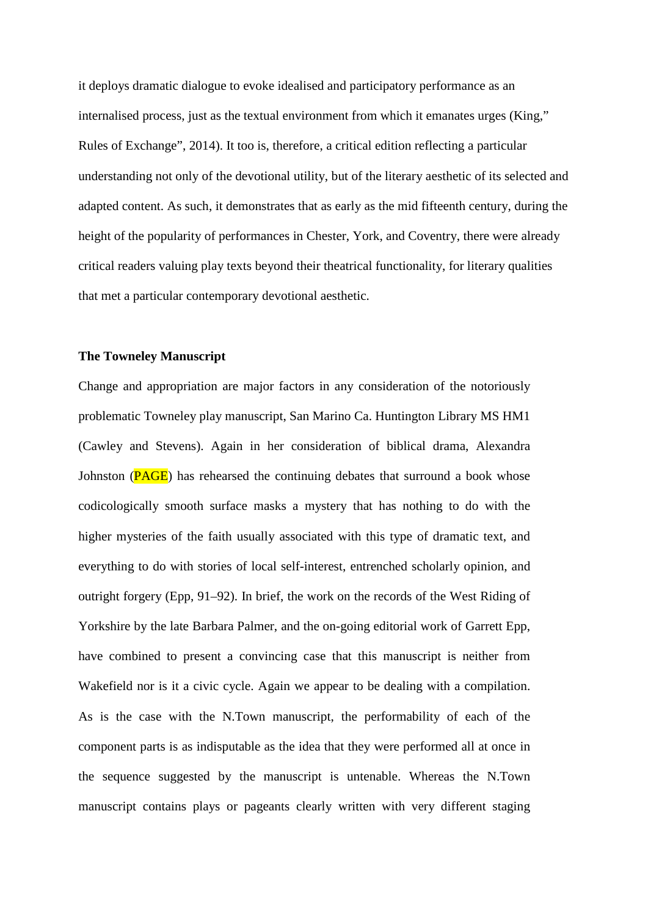it deploys dramatic dialogue to evoke idealised and participatory performance as an internalised process, just as the textual environment from which it emanates urges (King," Rules of Exchange", 2014). It too is, therefore, a critical edition reflecting a particular understanding not only of the devotional utility, but of the literary aesthetic of its selected and adapted content. As such, it demonstrates that as early as the mid fifteenth century, during the height of the popularity of performances in Chester, York, and Coventry, there were already critical readers valuing play texts beyond their theatrical functionality, for literary qualities that met a particular contemporary devotional aesthetic.

**The Towneley Manuscript**

Change and appropriation are major factors in any consideration of the notoriously problematic Towneley play manuscript, San Marino Ca. Huntington Library MS HM1 (Cawley and Stevens). Again in her consideration of biblical drama, Alexandra Johnston (PAGE) has rehearsed the continuing debates that surround a book whose codicologically smooth surface masks a mystery that has nothing to do with the higher mysteries of the faith usually associated with this type of dramatic text, and everything to do with stories of local self-interest, entrenched scholarly opinion, and outright forgery (Epp, 91–92). In brief, the work on the records of the West Riding of Yorkshire by the late Barbara Palmer, and the on-going editorial work of Garrett Epp, have combined to present a convincing case that this manuscript is neither from Wakefield nor is it a civic cycle. Again we appear to be dealing with a compilation. As is the case with the N.Town manuscript, the performability of each of the component parts is as indisputable as the idea that they were performed all at once in the sequence suggested by the manuscript is untenable. Whereas the N.Town manuscript contains plays or pageants clearly written with very different staging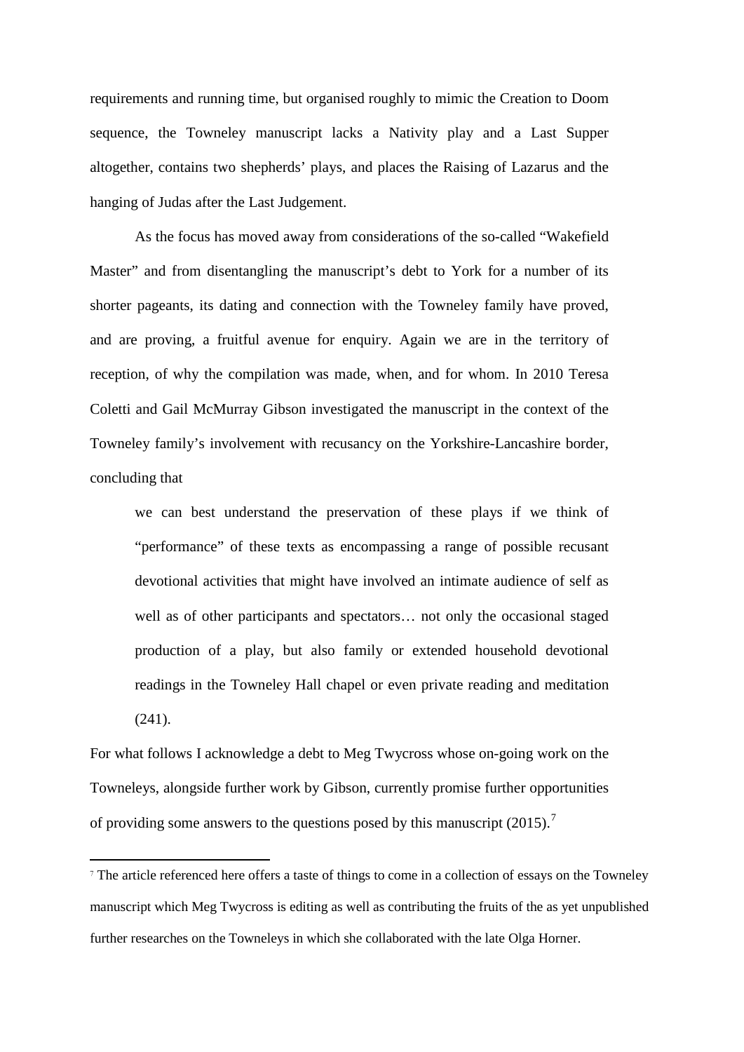requirements and running time, but organised roughly to mimic the Creation to Doom sequence, the Towneley manuscript lacks a Nativity play and a Last Supper altogether, contains two shepherds' plays, and places the Raising of Lazarus and the hanging of Judas after the Last Judgement.

As the focus has moved away from considerations of the so-called "Wakefield Master" and from disentangling the manuscript's debt to York for a number of its shorter pageants, its dating and connection with the Towneley family have proved, and are proving, a fruitful avenue for enquiry. Again we are in the territory of reception, of why the compilation was made, when, and for whom. In 2010 Teresa Coletti and Gail McMurray Gibson investigated the manuscript in the context of the Towneley family's involvement with recusancy on the Yorkshire-Lancashire border, concluding that

> we can best understand the preservation of these plays if we think of "performance" of these texts as encompassing a range of possible recusant devotional activities that might have involved an intimate audience of self as well as of other participants and spectators… not only the occasional staged production of a play, but also family or extended household devotional readings in the Towneley Hall chapel or even private reading and meditation (241).

For what follows I acknowledge a debt to Meg Twycross whose on-going work on the Towneleys, alongside further work by Gibson, currently promise further opportunities of providing some answers to the questions posed by this manuscript (2015).[7]

[7] The article referenced here offers a taste of things to come in a collection of essays on the Towneley manuscript which Meg Twycross is editing as well as contributing the fruits of the as yet unpublished further researches on the Towneleys in which she collaborated with the late Olga Horner.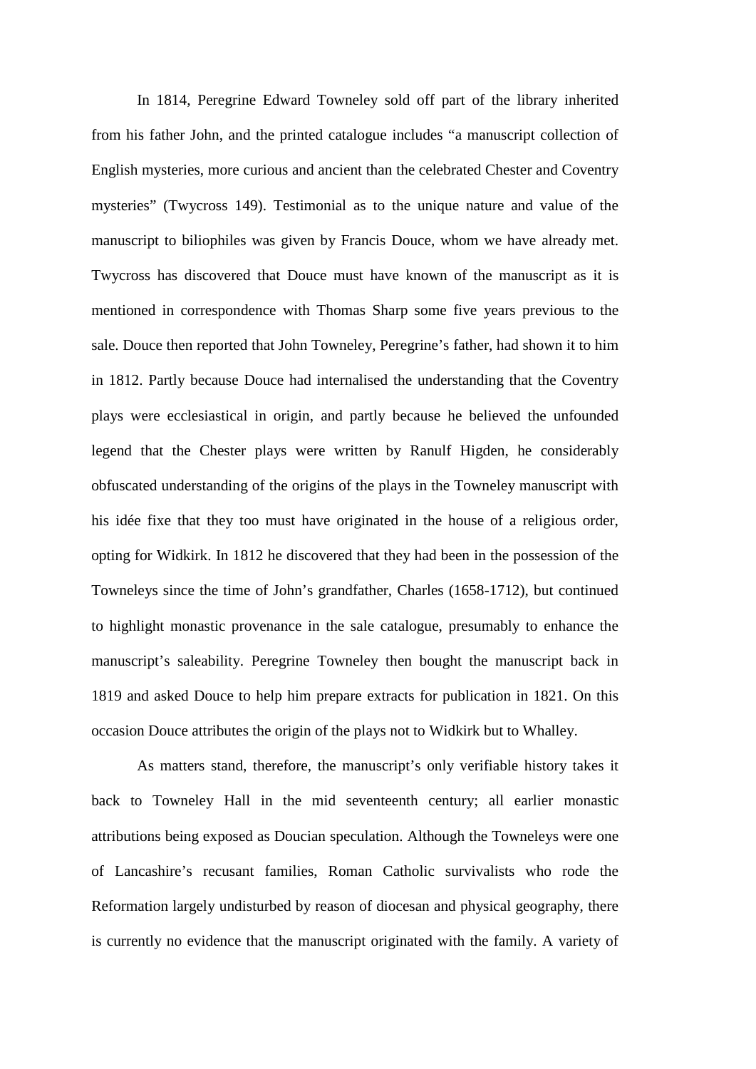In 1814, Peregrine Edward Towneley sold off part of the library inherited from his father John, and the printed catalogue includes "a manuscript collection of English mysteries, more curious and ancient than the celebrated Chester and Coventry mysteries" (Twycross 149). Testimonial as to the unique nature and value of the manuscript to biliophiles was given by Francis Douce, whom we have already met. Twycross has discovered that Douce must have known of the manuscript as it is mentioned in correspondence with Thomas Sharp some five years previous to the sale. Douce then reported that John Towneley, Peregrine's father, had shown it to him in 1812. Partly because Douce had internalised the understanding that the Coventry plays were ecclesiastical in origin, and partly because he believed the unfounded legend that the Chester plays were written by Ranulf Higden, he considerably obfuscated understanding of the origins of the plays in the Towneley manuscript with his idée fixe that they too must have originated in the house of a religious order, opting for Widkirk. In 1812 he discovered that they had been in the possession of the Towneleys since the time of John's grandfather, Charles (1658-1712), but continued to highlight monastic provenance in the sale catalogue, presumably to enhance the manuscript's saleability. Peregrine Towneley then bought the manuscript back in 1819 and asked Douce to help him prepare extracts for publication in 1821. On this occasion Douce attributes the origin of the plays not to Widkirk but to Whalley.

As matters stand, therefore, the manuscript's only verifiable history takes it back to Towneley Hall in the mid seventeenth century; all earlier monastic attributions being exposed as Doucian speculation. Although the Towneleys were one of Lancashire's recusant families, Roman Catholic survivalists who rode the Reformation largely undisturbed by reason of diocesan and physical geography, there is currently no evidence that the manuscript originated with the family. A variety of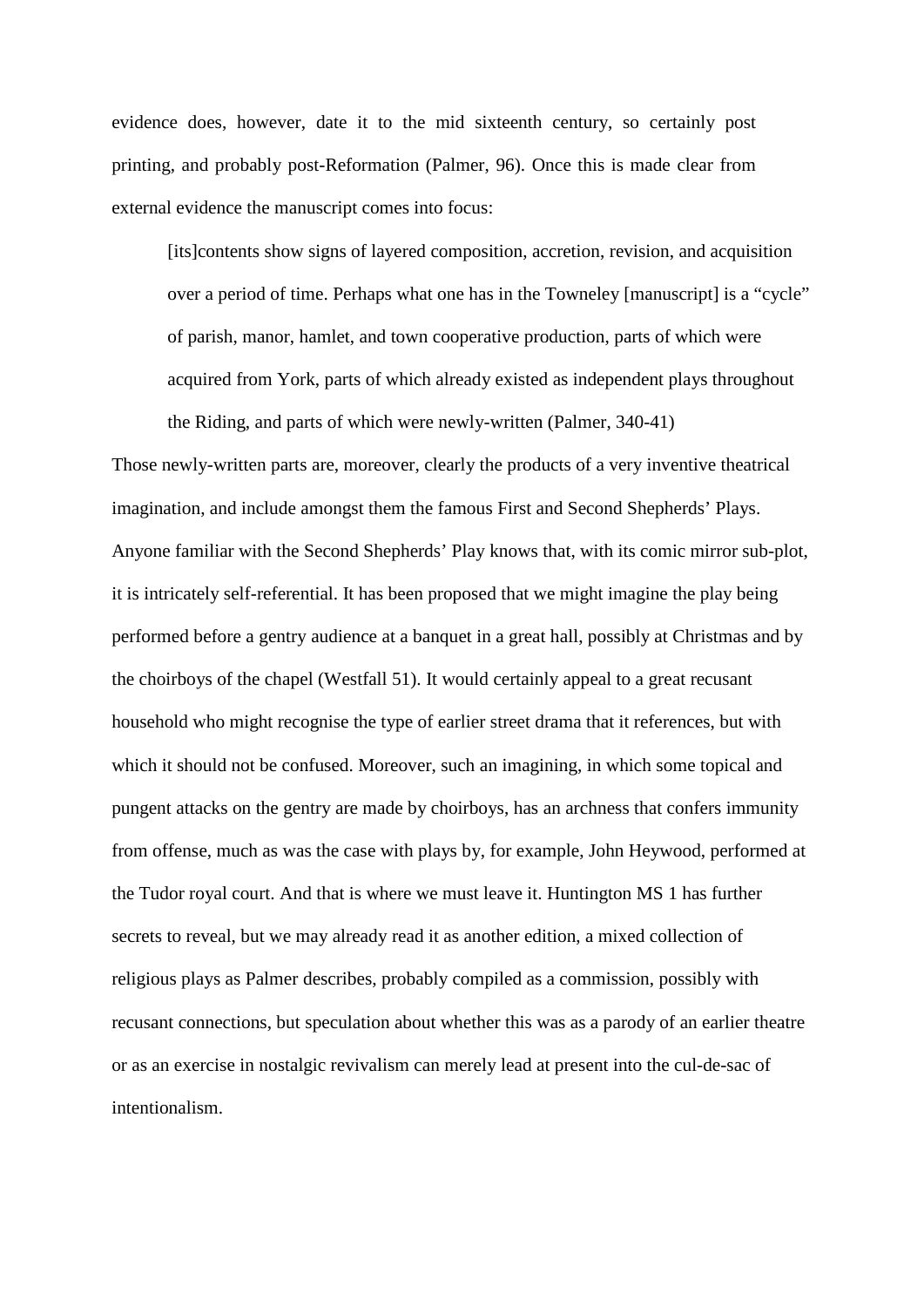evidence does, however, date it to the mid sixteenth century, so certainly post printing, and probably post-Reformation (Palmer, 96). Once this is made clear from external evidence the manuscript comes into focus:

> [its]contents show signs of layered composition, accretion, revision, and acquisition over a period of time. Perhaps what one has in the Towneley [manuscript] is a "cycle" of parish, manor, hamlet, and town cooperative production, parts of which were acquired from York, parts of which already existed as independent plays throughout the Riding, and parts of which were newly-written (Palmer, 340-41)

Those newly-written parts are, moreover, clearly the products of a very inventive theatrical imagination, and include amongst them the famous First and Second Shepherds' Plays. Anyone familiar with the Second Shepherds' Play knows that, with its comic mirror sub-plot, it is intricately self-referential. It has been proposed that we might imagine the play being performed before a gentry audience at a banquet in a great hall, possibly at Christmas and by the choirboys of the chapel (Westfall 51). It would certainly appeal to a great recusant household who might recognise the type of earlier street drama that it references, but with which it should not be confused. Moreover, such an imagining, in which some topical and pungent attacks on the gentry are made by choirboys, has an archness that confers immunity from offense, much as was the case with plays by, for example, John Heywood, performed at the Tudor royal court. And that is where we must leave it. Huntington MS 1 has further secrets to reveal, but we may already read it as another edition, a mixed collection of religious plays as Palmer describes, probably compiled as a commission, possibly with recusant connections, but speculation about whether this was as a parody of an earlier theatre or as an exercise in nostalgic revivalism can merely lead at present into the cul-de-sac of intentionalism.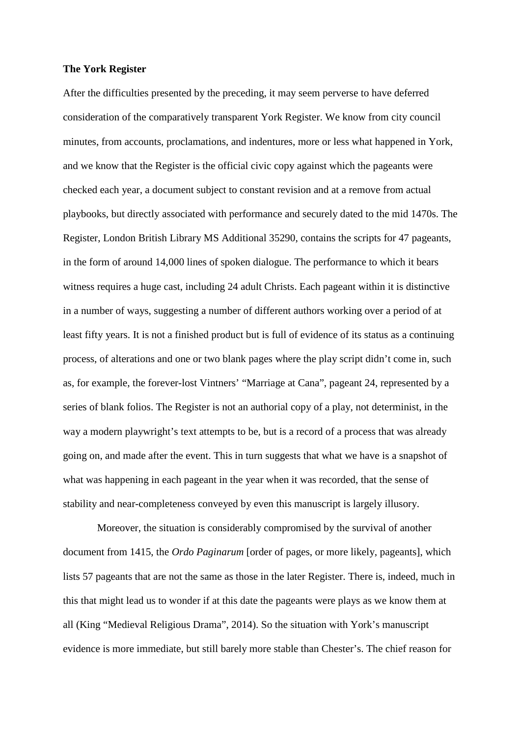**The York Register**

After the difficulties presented by the preceding, it may seem perverse to have deferred consideration of the comparatively transparent York Register. We know from city council minutes, from accounts, proclamations, and indentures, more or less what happened in York, and we know that the Register is the official civic copy against which the pageants were checked each year, a document subject to constant revision and at a remove from actual playbooks, but directly associated with performance and securely dated to the mid 1470s. The Register, London British Library MS Additional 35290, contains the scripts for 47 pageants, in the form of around 14,000 lines of spoken dialogue. The performance to which it bears witness requires a huge cast, including 24 adult Christs. Each pageant within it is distinctive in a number of ways, suggesting a number of different authors working over a period of at least fifty years. It is not a finished product but is full of evidence of its status as a continuing process, of alterations and one or two blank pages where the play script didn't come in, such as, for example, the forever-lost Vintners' "Marriage at Cana", pageant 24, represented by a series of blank folios. The Register is not an authorial copy of a play, not determinist, in the way a modern playwright's text attempts to be, but is a record of a process that was already going on, and made after the event. This in turn suggests that what we have is a snapshot of what was happening in each pageant in the year when it was recorded, that the sense of stability and near-completeness conveyed by even this manuscript is largely illusory.

Moreover, the situation is considerably compromised by the survival of another document from 1415, the *Ordo Paginarum* [order of pages, or more likely, pageants], which lists 57 pageants that are not the same as those in the later Register. There is, indeed, much in this that might lead us to wonder if at this date the pageants were plays as we know them at all (King "Medieval Religious Drama", 2014). So the situation with York's manuscript evidence is more immediate, but still barely more stable than Chester's. The chief reason for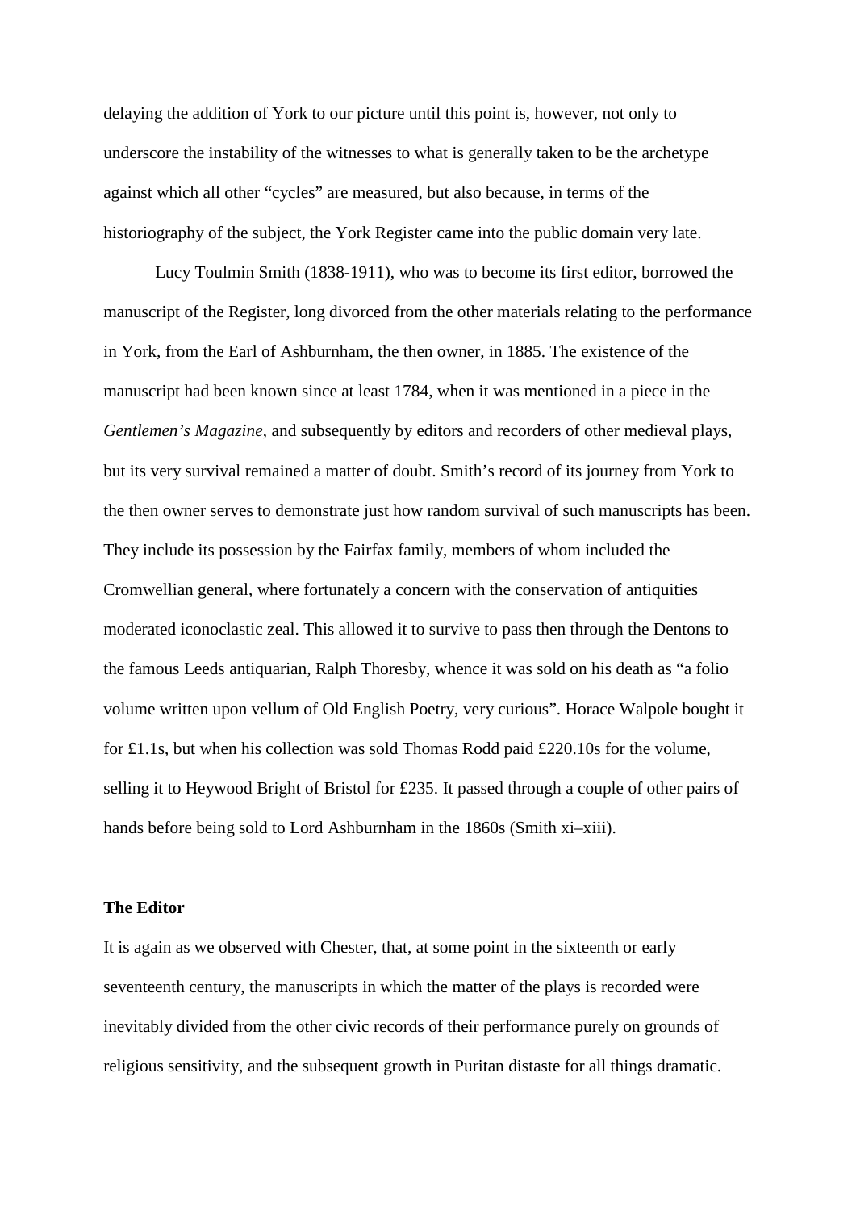delaying the addition of York to our picture until this point is, however, not only to underscore the instability of the witnesses to what is generally taken to be the archetype against which all other "cycles" are measured, but also because, in terms of the historiography of the subject, the York Register came into the public domain very late.

Lucy Toulmin Smith (1838-1911), who was to become its first editor, borrowed the manuscript of the Register, long divorced from the other materials relating to the performance in York, from the Earl of Ashburnham, the then owner, in 1885. The existence of the manuscript had been known since at least 1784, when it was mentioned in a piece in the *Gentlemen's Magazine*, and subsequently by editors and recorders of other medieval plays, but its very survival remained a matter of doubt. Smith's record of its journey from York to the then owner serves to demonstrate just how random survival of such manuscripts has been. They include its possession by the Fairfax family, members of whom included the Cromwellian general, where fortunately a concern with the conservation of antiquities moderated iconoclastic zeal. This allowed it to survive to pass then through the Dentons to the famous Leeds antiquarian, Ralph Thoresby, whence it was sold on his death as "a folio volume written upon vellum of Old English Poetry, very curious". Horace Walpole bought it for £1.1s, but when his collection was sold Thomas Rodd paid £220.10s for the volume, selling it to Heywood Bright of Bristol for £235. It passed through a couple of other pairs of hands before being sold to Lord Ashburnham in the 1860s (Smith xi–xiii).

**The Editor**

It is again as we observed with Chester, that, at some point in the sixteenth or early seventeenth century, the manuscripts in which the matter of the plays is recorded were inevitably divided from the other civic records of their performance purely on grounds of religious sensitivity, and the subsequent growth in Puritan distaste for all things dramatic.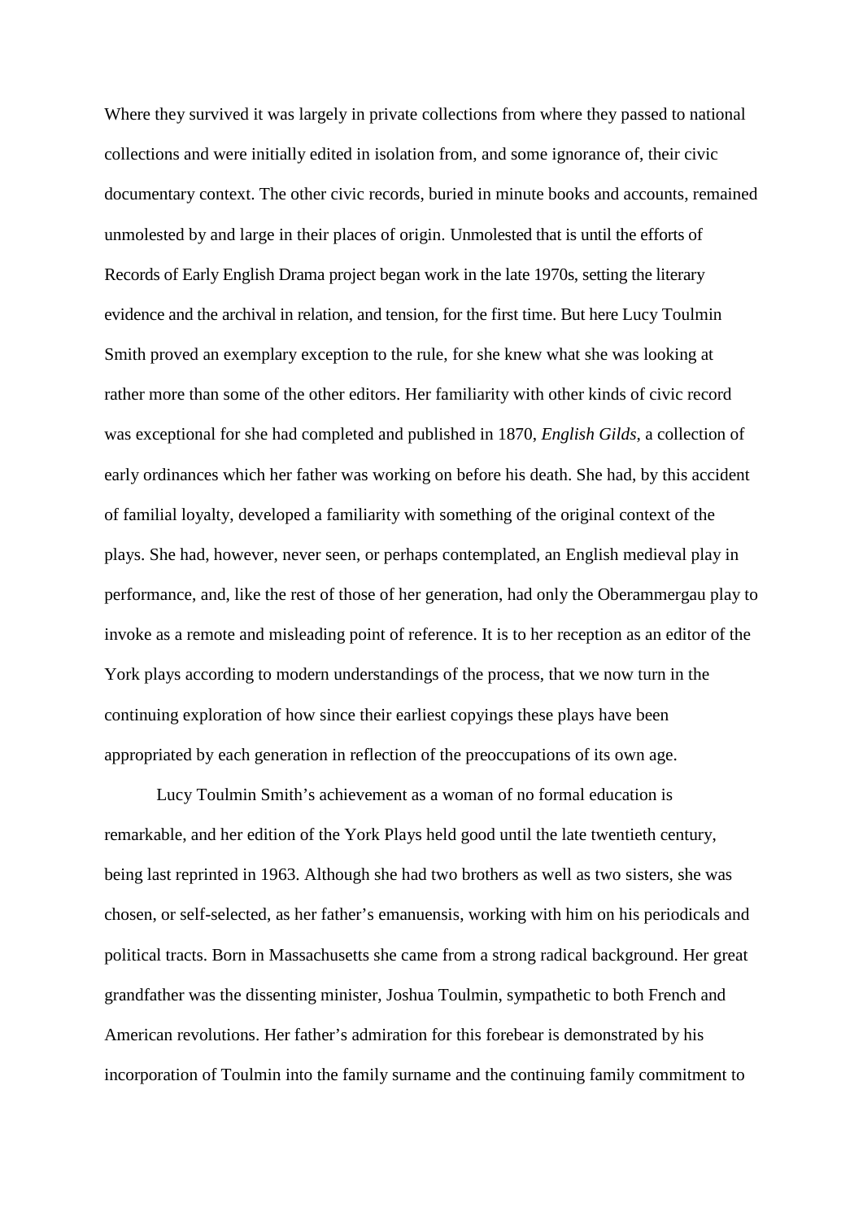Where they survived it was largely in private collections from where they passed to national collections and were initially edited in isolation from, and some ignorance of, their civic documentary context. The other civic records, buried in minute books and accounts, remained unmolested by and large in their places of origin. Unmolested that is until the efforts of Records of Early English Drama project began work in the late 1970s, setting the literary evidence and the archival in relation, and tension, for the first time. But here Lucy Toulmin Smith proved an exemplary exception to the rule, for she knew what she was looking at rather more than some of the other editors. Her familiarity with other kinds of civic record was exceptional for she had completed and published in 1870, *English Gilds,* a collection of early ordinances which her father was working on before his death. She had, by this accident of familial loyalty, developed a familiarity with something of the original context of the plays. She had, however, never seen, or perhaps contemplated, an English medieval play in performance, and, like the rest of those of her generation, had only the Oberammergau play to invoke as a remote and misleading point of reference. It is to her reception as an editor of the York plays according to modern understandings of the process, that we now turn in the continuing exploration of how since their earliest copyings these plays have been appropriated by each generation in reflection of the preoccupations of its own age.

Lucy Toulmin Smith's achievement as a woman of no formal education is remarkable, and her edition of the York Plays held good until the late twentieth century, being last reprinted in 1963. Although she had two brothers as well as two sisters, she was chosen, or self-selected, as her father's emanuensis, working with him on his periodicals and political tracts. Born in Massachusetts she came from a strong radical background. Her great grandfather was the dissenting minister, Joshua Toulmin, sympathetic to both French and American revolutions. Her father's admiration for this forebear is demonstrated by his incorporation of Toulmin into the family surname and the continuing family commitment to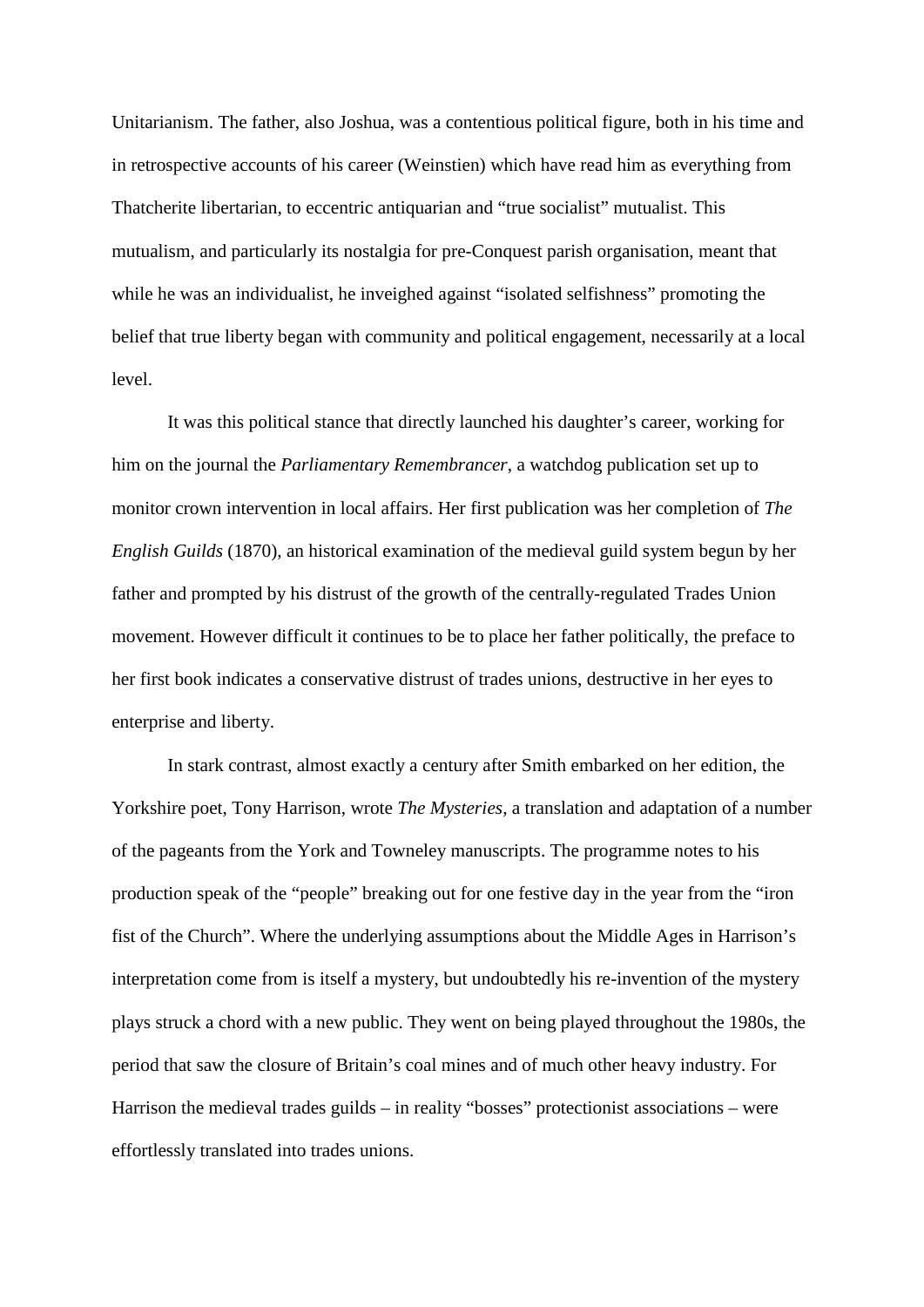Unitarianism. The father, also Joshua, was a contentious political figure, both in his time and in retrospective accounts of his career (Weinstien) which have read him as everything from Thatcherite libertarian, to eccentric antiquarian and "true socialist" mutualist. This mutualism, and particularly its nostalgia for pre-Conquest parish organisation, meant that while he was an individualist, he inveighed against "isolated selfishness" promoting the belief that true liberty began with community and political engagement, necessarily at a local level.

It was this political stance that directly launched his daughter's career, working for him on the journal the *Parliamentary Remembrancer*, a watchdog publication set up to monitor crown intervention in local affairs. Her first publication was her completion of *The English Guilds* (1870), an historical examination of the medieval guild system begun by her father and prompted by his distrust of the growth of the centrally-regulated Trades Union movement. However difficult it continues to be to place her father politically, the preface to her first book indicates a conservative distrust of trades unions, destructive in her eyes to enterprise and liberty.

In stark contrast, almost exactly a century after Smith embarked on her edition, the Yorkshire poet, Tony Harrison, wrote *The Mysteries*, a translation and adaptation of a number of the pageants from the York and Towneley manuscripts. The programme notes to his production speak of the "people" breaking out for one festive day in the year from the "iron fist of the Church". Where the underlying assumptions about the Middle Ages in Harrison's interpretation come from is itself a mystery, but undoubtedly his re-invention of the mystery plays struck a chord with a new public. They went on being played throughout the 1980s, the period that saw the closure of Britain's coal mines and of much other heavy industry. For Harrison the medieval trades guilds – in reality "bosses" protectionist associations – were effortlessly translated into trades unions.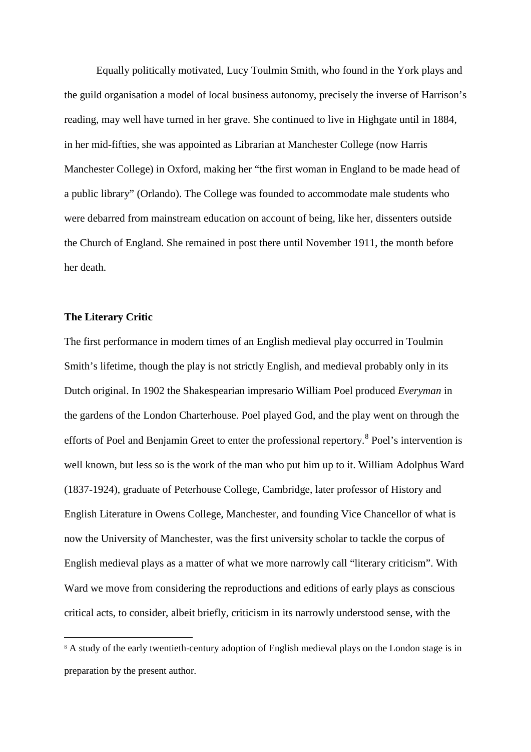Equally politically motivated, Lucy Toulmin Smith, who found in the York plays and the guild organisation a model of local business autonomy, precisely the inverse of Harrison's reading, may well have turned in her grave. She continued to live in Highgate until in 1884, in her mid-fifties, she was appointed as Librarian at Manchester College (now Harris Manchester College) in Oxford, making her "the first woman in England to be made head of a public library" (Orlando). The College was founded to accommodate male students who were debarred from mainstream education on account of being, like her, dissenters outside the Church of England. She remained in post there until November 1911, the month before her death.

**The Literary Critic**

The first performance in modern times of an English medieval play occurred in Toulmin Smith's lifetime, though the play is not strictly English, and medieval probably only in its Dutch original. In 1902 the Shakespearian impresario William Poel produced *Everyman* in the gardens of the London Charterhouse. Poel played God, and the play went on through the efforts of Poel and Benjamin Greet to enter the professional repertory.[8] Poel's intervention is well known, but less so is the work of the man who put him up to it. William Adolphus Ward (1837-1924), graduate of Peterhouse College, Cambridge, later professor of History and English Literature in Owens College, Manchester, and founding Vice Chancellor of what is now the University of Manchester, was the first university scholar to tackle the corpus of English medieval plays as a matter of what we more narrowly call "literary criticism". With Ward we move from considering the reproductions and editions of early plays as conscious critical acts, to consider, albeit briefly, criticism in its narrowly understood sense, with the

[8] A study of the early twentieth-century adoption of English medieval plays on the London stage is in preparation by the present author.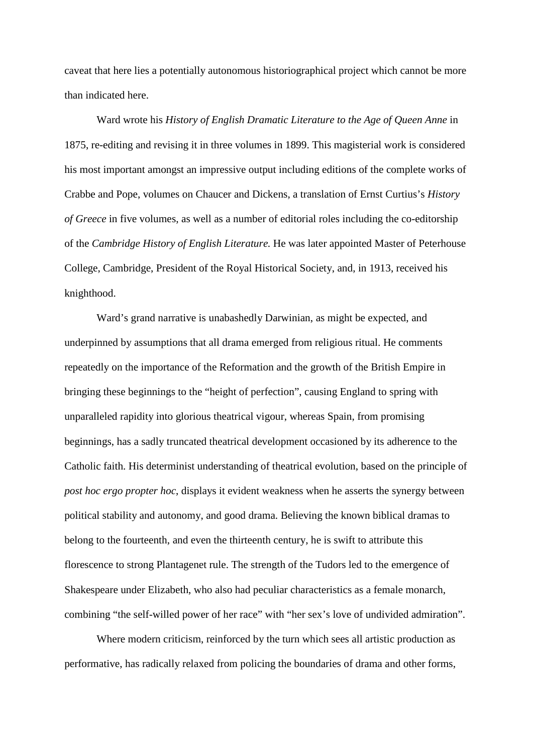caveat that here lies a potentially autonomous historiographical project which cannot be more than indicated here.

Ward wrote his *History of English Dramatic Literature to the Age of Queen Anne* in 1875, re-editing and revising it in three volumes in 1899. This magisterial work is considered his most important amongst an impressive output including editions of the complete works of Crabbe and Pope, volumes on Chaucer and Dickens, a translation of Ernst Curtius's *History of Greece* in five volumes, as well as a number of editorial roles including the co-editorship of the *Cambridge History of English Literature.* He was later appointed Master of Peterhouse College, Cambridge, President of the Royal Historical Society, and, in 1913, received his knighthood.

Ward's grand narrative is unabashedly Darwinian, as might be expected, and underpinned by assumptions that all drama emerged from religious ritual. He comments repeatedly on the importance of the Reformation and the growth of the British Empire in bringing these beginnings to the "height of perfection", causing England to spring with unparalleled rapidity into glorious theatrical vigour, whereas Spain, from promising beginnings, has a sadly truncated theatrical development occasioned by its adherence to the Catholic faith. His determinist understanding of theatrical evolution, based on the principle of *post hoc ergo propter hoc*, displays it evident weakness when he asserts the synergy between political stability and autonomy, and good drama. Believing the known biblical dramas to belong to the fourteenth, and even the thirteenth century, he is swift to attribute this florescence to strong Plantagenet rule. The strength of the Tudors led to the emergence of Shakespeare under Elizabeth, who also had peculiar characteristics as a female monarch, combining "the self-willed power of her race" with "her sex's love of undivided admiration".

Where modern criticism, reinforced by the turn which sees all artistic production as performative, has radically relaxed from policing the boundaries of drama and other forms,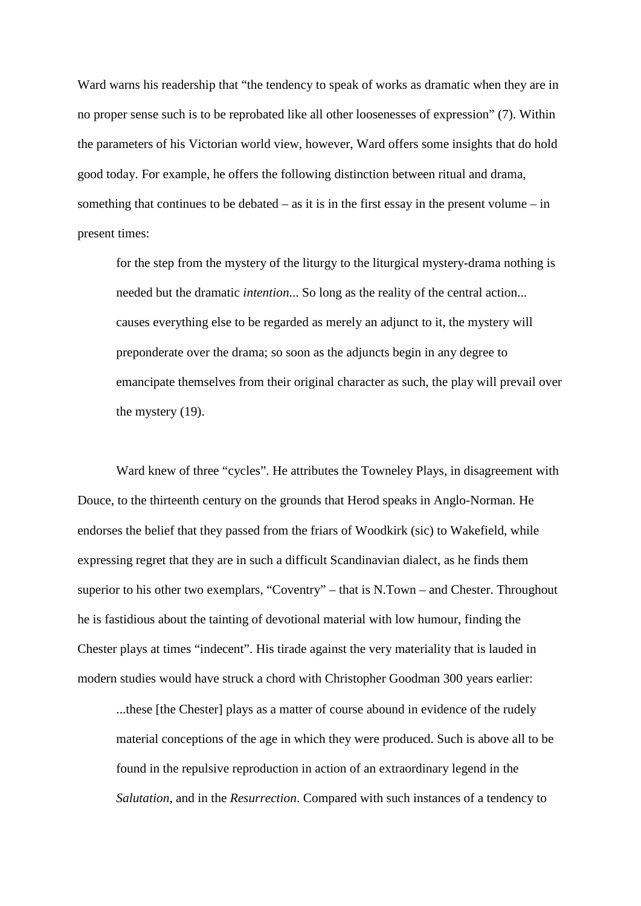Ward warns his readership that "the tendency to speak of works as dramatic when they are in no proper sense such is to be reprobated like all other loosenesses of expression" (7). Within the parameters of his Victorian world view, however, Ward offers some insights that do hold good today. For example, he offers the following distinction between ritual and drama, something that continues to be debated – as it is in the first essay in the present volume – in present times:

> for the step from the mystery of the liturgy to the liturgical mystery-drama nothing is needed but the dramatic *intention*... So long as the reality of the central action... causes everything else to be regarded as merely an adjunct to it, the mystery will preponderate over the drama; so soon as the adjuncts begin in any degree to emancipate themselves from their original character as such, the play will prevail over the mystery (19).

Ward knew of three "cycles". He attributes the Towneley Plays, in disagreement with Douce, to the thirteenth century on the grounds that Herod speaks in Anglo-Norman. He endorses the belief that they passed from the friars of Woodkirk (sic) to Wakefield, while expressing regret that they are in such a difficult Scandinavian dialect, as he finds them superior to his other two exemplars, "Coventry" – that is N.Town – and Chester. Throughout he is fastidious about the tainting of devotional material with low humour, finding the Chester plays at times "indecent". His tirade against the very materiality that is lauded in modern studies would have struck a chord with Christopher Goodman 300 years earlier:

> ...these [the Chester] plays as a matter of course abound in evidence of the rudely material conceptions of the age in which they were produced. Such is above all to be found in the repulsive reproduction in action of an extraordinary legend in the *Salutation*, and in the *Resurrection*. Compared with such instances of a tendency to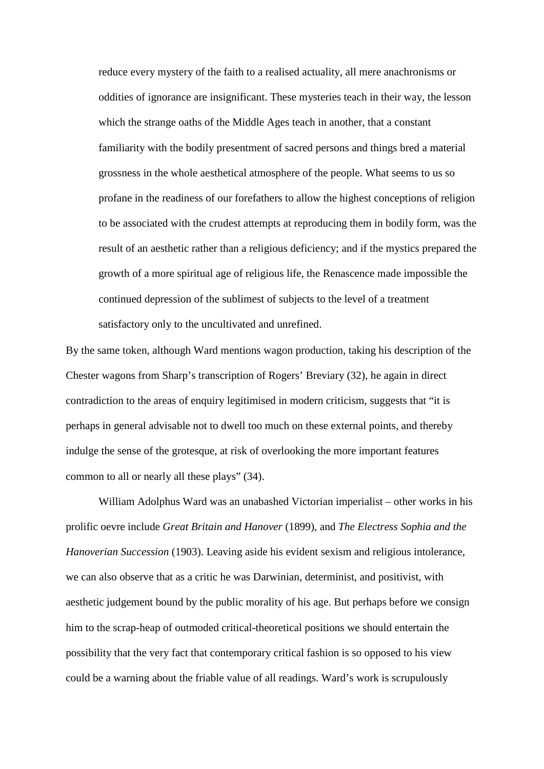> reduce every mystery of the faith to a realised actuality, all mere anachronisms or oddities of ignorance are insignificant. These mysteries teach in their way, the lesson which the strange oaths of the Middle Ages teach in another, that a constant familiarity with the bodily presentment of sacred persons and things bred a material grossness in the whole aesthetical atmosphere of the people. What seems to us so profane in the readiness of our forefathers to allow the highest conceptions of religion to be associated with the crudest attempts at reproducing them in bodily form, was the result of an aesthetic rather than a religious deficiency; and if the mystics prepared the growth of a more spiritual age of religious life, the Renascence made impossible the continued depression of the sublimest of subjects to the level of a treatment satisfactory only to the uncultivated and unrefined.

By the same token, although Ward mentions wagon production, taking his description of the Chester wagons from Sharp's transcription of Rogers' Breviary (32), he again in direct contradiction to the areas of enquiry legitimised in modern criticism, suggests that "it is perhaps in general advisable not to dwell too much on these external points, and thereby indulge the sense of the grotesque, at risk of overlooking the more important features common to all or nearly all these plays" (34).

William Adolphus Ward was an unabashed Victorian imperialist – other works in his prolific oevre include *Great Britain and Hanover* (1899), and *The Electress Sophia and the Hanoverian Succession* (1903). Leaving aside his evident sexism and religious intolerance, we can also observe that as a critic he was Darwinian, determinist, and positivist, with aesthetic judgement bound by the public morality of his age. But perhaps before we consign him to the scrap-heap of outmoded critical-theoretical positions we should entertain the possibility that the very fact that contemporary critical fashion is so opposed to his view could be a warning about the friable value of all readings. Ward's work is scrupulously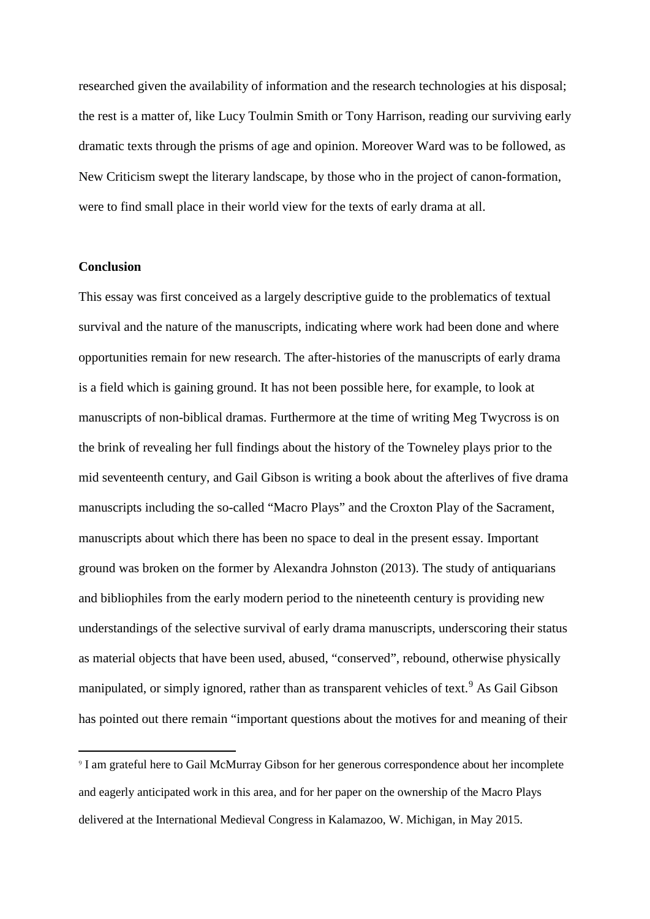researched given the availability of information and the research technologies at his disposal; the rest is a matter of, like Lucy Toulmin Smith or Tony Harrison, reading our surviving early dramatic texts through the prisms of age and opinion. Moreover Ward was to be followed, as New Criticism swept the literary landscape, by those who in the project of canon-formation, were to find small place in their world view for the texts of early drama at all.

**Conclusion**

This essay was first conceived as a largely descriptive guide to the problematics of textual survival and the nature of the manuscripts, indicating where work had been done and where opportunities remain for new research. The after-histories of the manuscripts of early drama is a field which is gaining ground. It has not been possible here, for example, to look at manuscripts of non-biblical dramas. Furthermore at the time of writing Meg Twycross is on the brink of revealing her full findings about the history of the Towneley plays prior to the mid seventeenth century, and Gail Gibson is writing a book about the afterlives of five drama manuscripts including the so-called "Macro Plays" and the Croxton Play of the Sacrament, manuscripts about which there has been no space to deal in the present essay. Important ground was broken on the former by Alexandra Johnston (2013). The study of antiquarians and bibliophiles from the early modern period to the nineteenth century is providing new understandings of the selective survival of early drama manuscripts, underscoring their status as material objects that have been used, abused, "conserved", rebound, otherwise physically manipulated, or simply ignored, rather than as transparent vehicles of text.[9] As Gail Gibson has pointed out there remain "important questions about the motives for and meaning of their

[9] I am grateful here to Gail McMurray Gibson for her generous correspondence about her incomplete and eagerly anticipated work in this area, and for her paper on the ownership of the Macro Plays delivered at the International Medieval Congress in Kalamazoo, W. Michigan, in May 2015.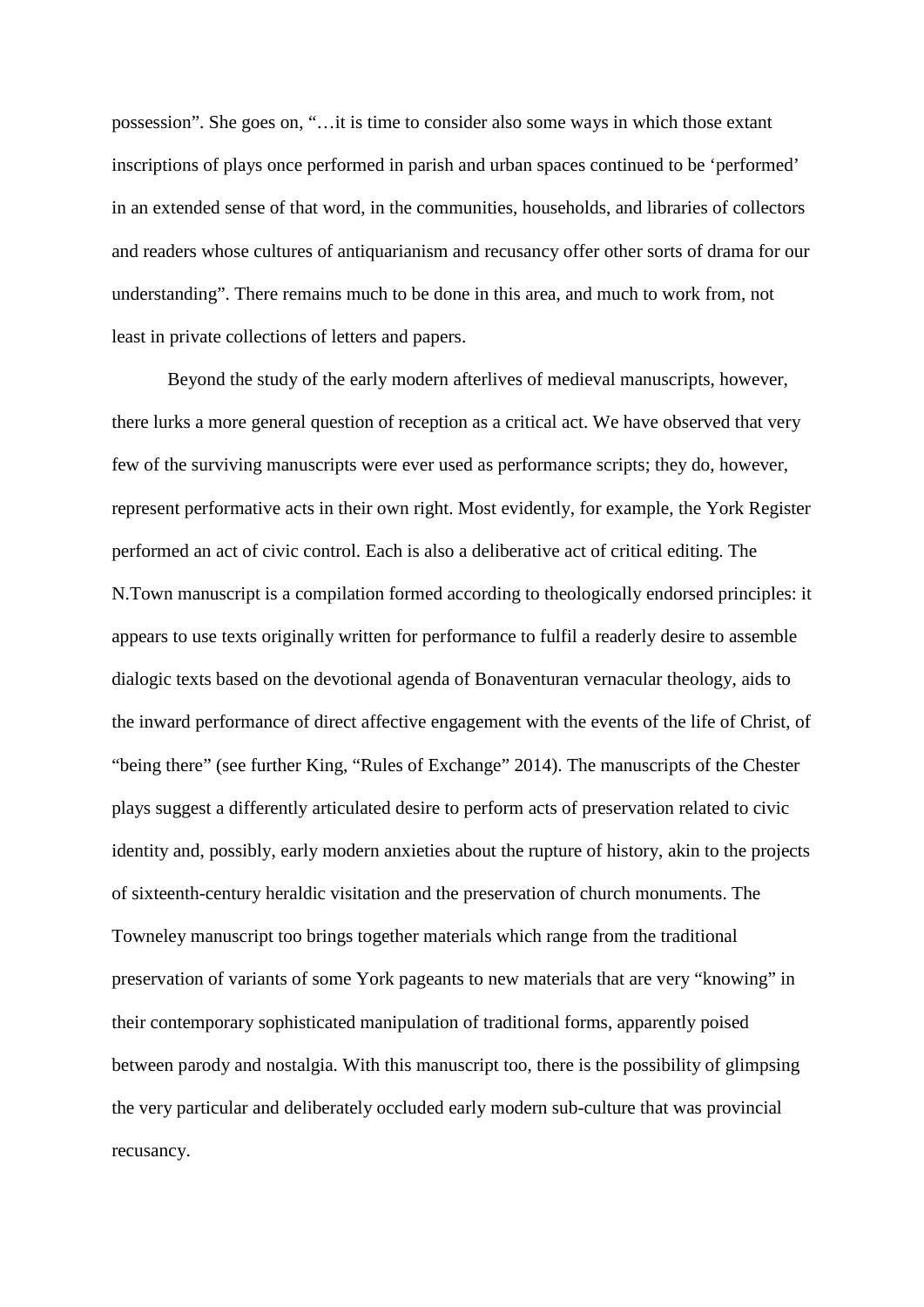possession". She goes on, "…it is time to consider also some ways in which those extant inscriptions of plays once performed in parish and urban spaces continued to be 'performed' in an extended sense of that word, in the communities, households, and libraries of collectors and readers whose cultures of antiquarianism and recusancy offer other sorts of drama for our understanding". There remains much to be done in this area, and much to work from, not least in private collections of letters and papers.

Beyond the study of the early modern afterlives of medieval manuscripts, however, there lurks a more general question of reception as a critical act. We have observed that very few of the surviving manuscripts were ever used as performance scripts; they do, however, represent performative acts in their own right. Most evidently, for example, the York Register performed an act of civic control. Each is also a deliberative act of critical editing. The N.Town manuscript is a compilation formed according to theologically endorsed principles: it appears to use texts originally written for performance to fulfil a readerly desire to assemble dialogic texts based on the devotional agenda of Bonaventuran vernacular theology, aids to the inward performance of direct affective engagement with the events of the life of Christ, of "being there" (see further King, "Rules of Exchange" 2014). The manuscripts of the Chester plays suggest a differently articulated desire to perform acts of preservation related to civic identity and, possibly, early modern anxieties about the rupture of history, akin to the projects of sixteenth-century heraldic visitation and the preservation of church monuments. The Towneley manuscript too brings together materials which range from the traditional preservation of variants of some York pageants to new materials that are very "knowing" in their contemporary sophisticated manipulation of traditional forms, apparently poised between parody and nostalgia. With this manuscript too, there is the possibility of glimpsing the very particular and deliberately occluded early modern sub-culture that was provincial recusancy.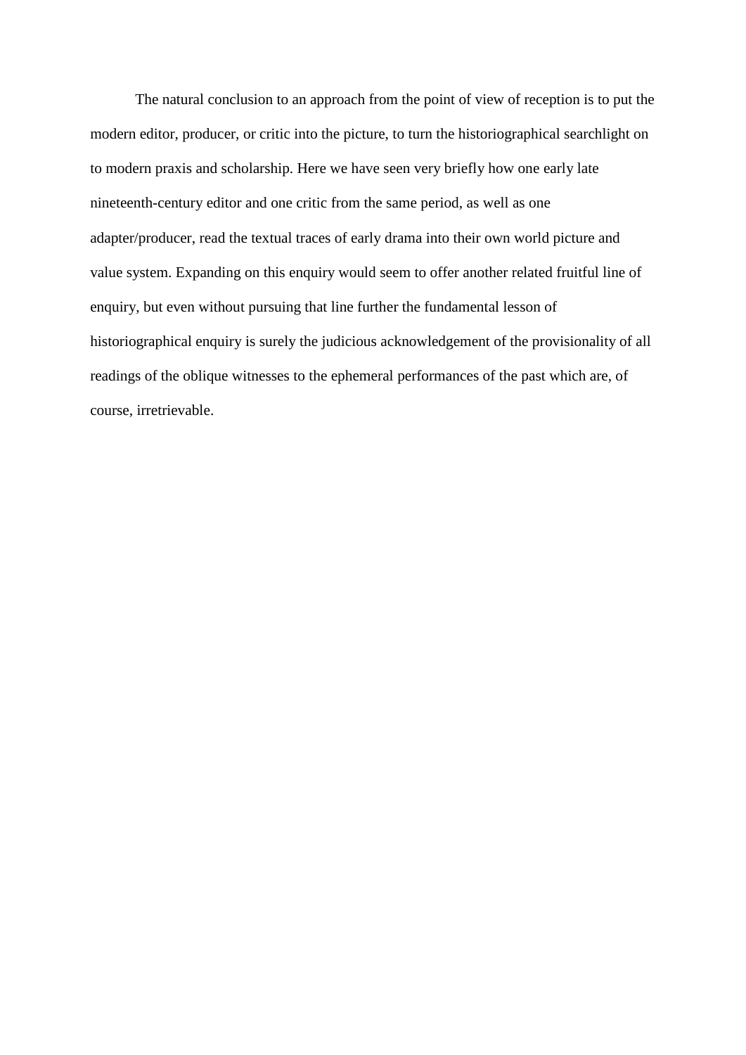The natural conclusion to an approach from the point of view of reception is to put the modern editor, producer, or critic into the picture, to turn the historiographical searchlight on to modern praxis and scholarship. Here we have seen very briefly how one early late nineteenth-century editor and one critic from the same period, as well as one adapter/producer, read the textual traces of early drama into their own world picture and value system. Expanding on this enquiry would seem to offer another related fruitful line of enquiry, but even without pursuing that line further the fundamental lesson of historiographical enquiry is surely the judicious acknowledgement of the provisionality of all readings of the oblique witnesses to the ephemeral performances of the past which are, of course, irretrievable.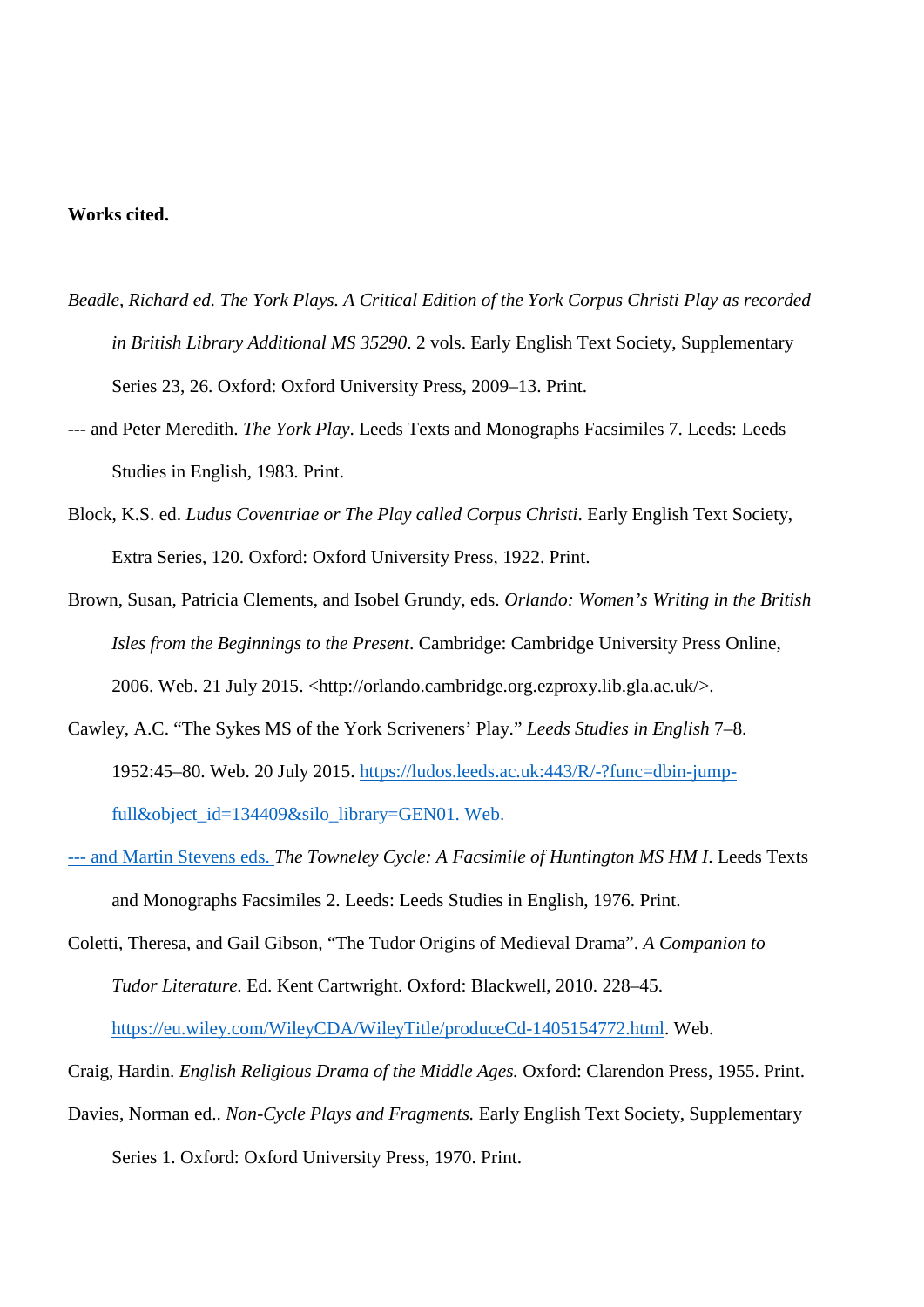**Works cited.**

*Beadle, Richard ed. The York Plays. A Critical Edition of the York Corpus Christi Play as recorded in British Library Additional MS 35290*. 2 vols. Early English Text Society, Supplementary Series 23, 26. Oxford: Oxford University Press, 2009–13. Print.

--- and Peter Meredith. *The York Play*. Leeds Texts and Monographs Facsimiles 7. Leeds: Leeds Studies in English, 1983. Print.

Block, K.S. ed. *Ludus Coventriae or The Play called Corpus Christi*. Early English Text Society, Extra Series, 120. Oxford: Oxford University Press, 1922. Print.

Brown, Susan, Patricia Clements, and Isobel Grundy, eds. *Orlando: Women's Writing in the British Isles from the Beginnings to the Present*. Cambridge: Cambridge University Press Online, 2006. Web. 21 July 2015. <http://orlando.cambridge.org.ezproxy.lib.gla.ac.uk/>.

Cawley, A.C. "The Sykes MS of the York Scriveners' Play." *Leeds Studies in English* 7–8. 1952:45–80. Web. 20 July 2015. https://ludos.leeds.ac.uk:443/R/-?func=dbin-jump-full&object_id=134409&silo_library=GEN01. Web.

--- and Martin Stevens eds. *The Towneley Cycle: A Facsimile of Huntington MS HM I*. Leeds Texts and Monographs Facsimiles 2. Leeds: Leeds Studies in English, 1976. Print.

Coletti, Theresa, and Gail Gibson, "The Tudor Origins of Medieval Drama". *A Companion to Tudor Literature.* Ed. Kent Cartwright. Oxford: Blackwell, 2010. 228–45. https://eu.wiley.com/WileyCDA/WileyTitle/productCd-1405154772.html. Web.

Craig, Hardin. *English Religious Drama of the Middle Ages.* Oxford: Clarendon Press, 1955. Print.

Davies, Norman ed.. *Non-Cycle Plays and Fragments.* Early English Text Society, Supplementary Series 1. Oxford: Oxford University Press, 1970. Print.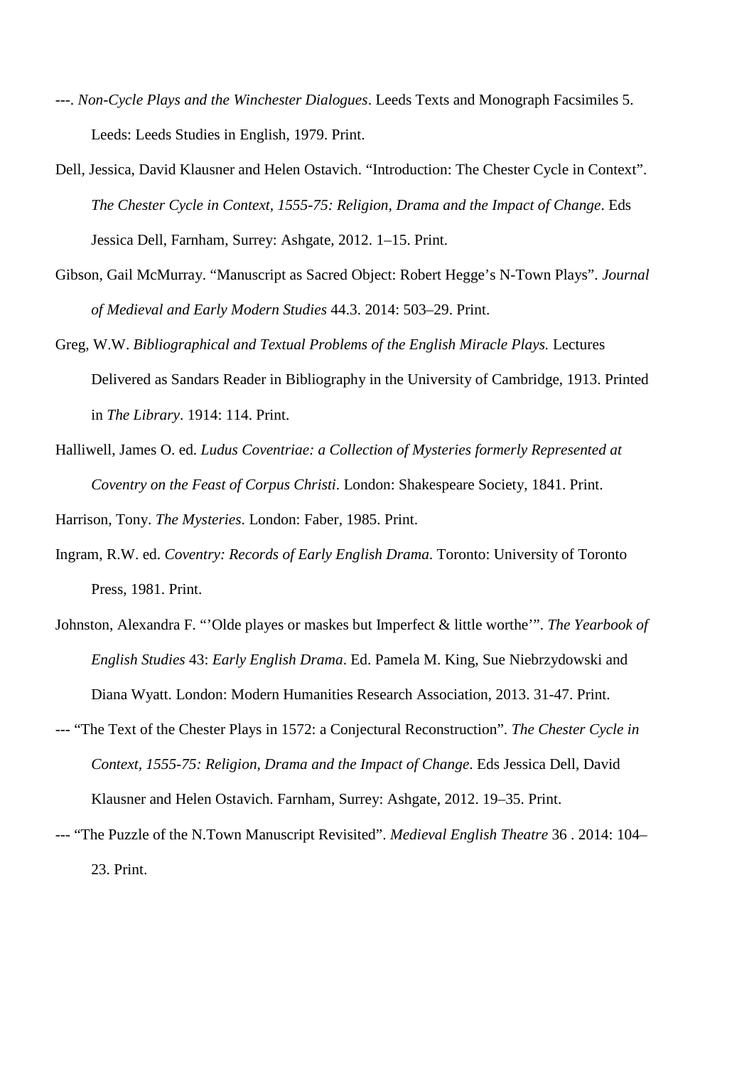---. *Non-Cycle Plays and the Winchester Dialogues*. Leeds Texts and Monograph Facsimiles 5. Leeds: Leeds Studies in English, 1979. Print.

Dell, Jessica, David Klausner and Helen Ostavich. “Introduction: The Chester Cycle in Context”. *The Chester Cycle in Context, 1555-75: Religion, Drama and the Impact of Change*. Eds Jessica Dell, Farnham, Surrey: Ashgate, 2012. 1–15. Print.

Gibson, Gail McMurray. “Manuscript as Sacred Object: Robert Hegge’s N-Town Plays”. *Journal of Medieval and Early Modern Studies* 44.3. 2014: 503–29. Print.

Greg, W.W. *Bibliographical and Textual Problems of the English Miracle Plays.* Lectures Delivered as Sandars Reader in Bibliography in the University of Cambridge, 1913. Printed in *The Library*. 1914: 114. Print.

Halliwell, James O. ed. *Ludus Coventriae: a Collection of Mysteries formerly Represented at Coventry on the Feast of Corpus Christi*. London: Shakespeare Society, 1841. Print.

Harrison, Tony. *The Mysteries*. London: Faber, 1985. Print.

Ingram, R.W. ed. *Coventry: Records of Early English Drama*. Toronto: University of Toronto Press, 1981. Print.

Johnston, Alexandra F. “’Olde playes or maskes but Imperfect & little worthe’”. *The Yearbook of English Studies* 43: *Early English Drama*. Ed. Pamela M. King, Sue Niebrzydowski and Diana Wyatt. London: Modern Humanities Research Association, 2013. 31-47. Print.

--- “The Text of the Chester Plays in 1572: a Conjectural Reconstruction”. *The Chester Cycle in Context, 1555-75: Religion, Drama and the Impact of Change*. Eds Jessica Dell, David Klausner and Helen Ostavich. Farnham, Surrey: Ashgate, 2012. 19–35. Print.

--- “The Puzzle of the N.Town Manuscript Revisited”. *Medieval English Theatre* 36 . 2014: 104–23. Print.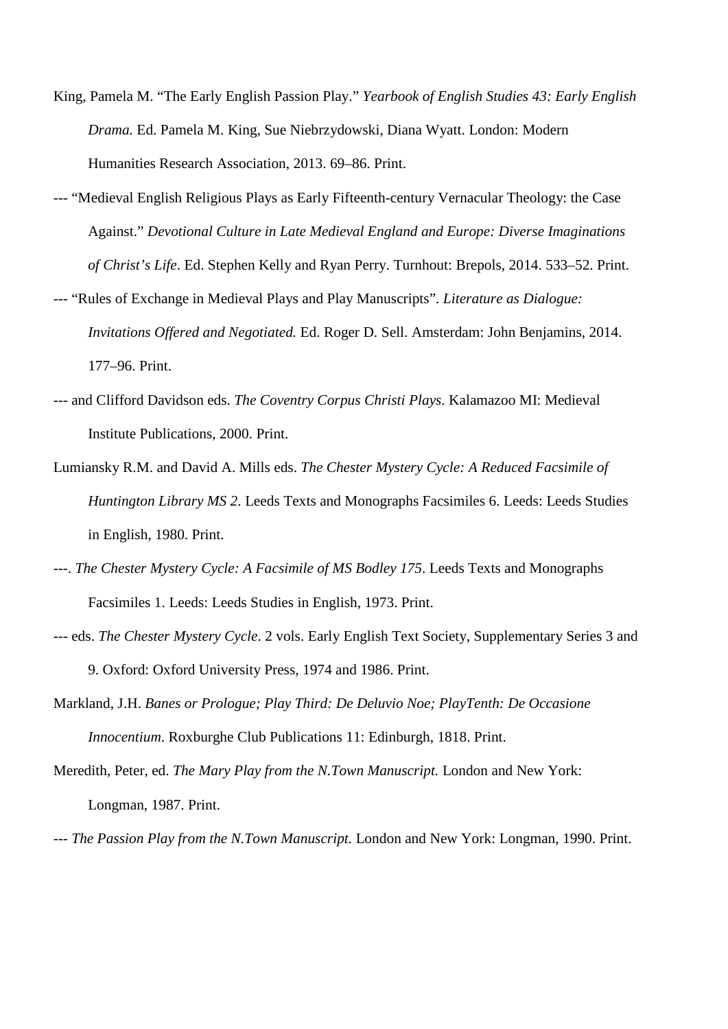King, Pamela M. "The Early English Passion Play." *Yearbook of English Studies 43: Early English Drama.* Ed. Pamela M. King, Sue Niebrzydowski, Diana Wyatt. London: Modern Humanities Research Association, 2013. 69–86. Print.

--- "Medieval English Religious Plays as Early Fifteenth-century Vernacular Theology: the Case Against." *Devotional Culture in Late Medieval England and Europe: Diverse Imaginations of Christ's Life*. Ed. Stephen Kelly and Ryan Perry. Turnhout: Brepols, 2014. 533–52. Print.

--- "Rules of Exchange in Medieval Plays and Play Manuscripts". *Literature as Dialogue: Invitations Offered and Negotiated.* Ed. Roger D. Sell. Amsterdam: John Benjamins, 2014. 177–96. Print.

--- and Clifford Davidson eds. *The Coventry Corpus Christi Plays.* Kalamazoo MI: Medieval Institute Publications, 2000. Print.

Lumiansky R.M. and David A. Mills eds. *The Chester Mystery Cycle: A Reduced Facsimile of Huntington Library MS 2*. Leeds Texts and Monographs Facsimiles 6. Leeds: Leeds Studies in English, 1980. Print.

---. *The Chester Mystery Cycle: A Facsimile of MS Bodley 175*. Leeds Texts and Monographs Facsimiles 1. Leeds: Leeds Studies in English, 1973. Print.

--- eds. *The Chester Mystery Cycle*. 2 vols. Early English Text Society, Supplementary Series 3 and 9. Oxford: Oxford University Press, 1974 and 1986. Print.

Markland, J.H. *Banes or Prologue; Play Third: De Deluvio Noe; PlayTenth: De Occasione Innocentium*. Roxburghe Club Publications 11: Edinburgh, 1818. Print.

Meredith, Peter, ed. *The Mary Play from the N.Town Manuscript.* London and New York: Longman, 1987. Print.

--- *The Passion Play from the N.Town Manuscript.* London and New York: Longman, 1990. Print.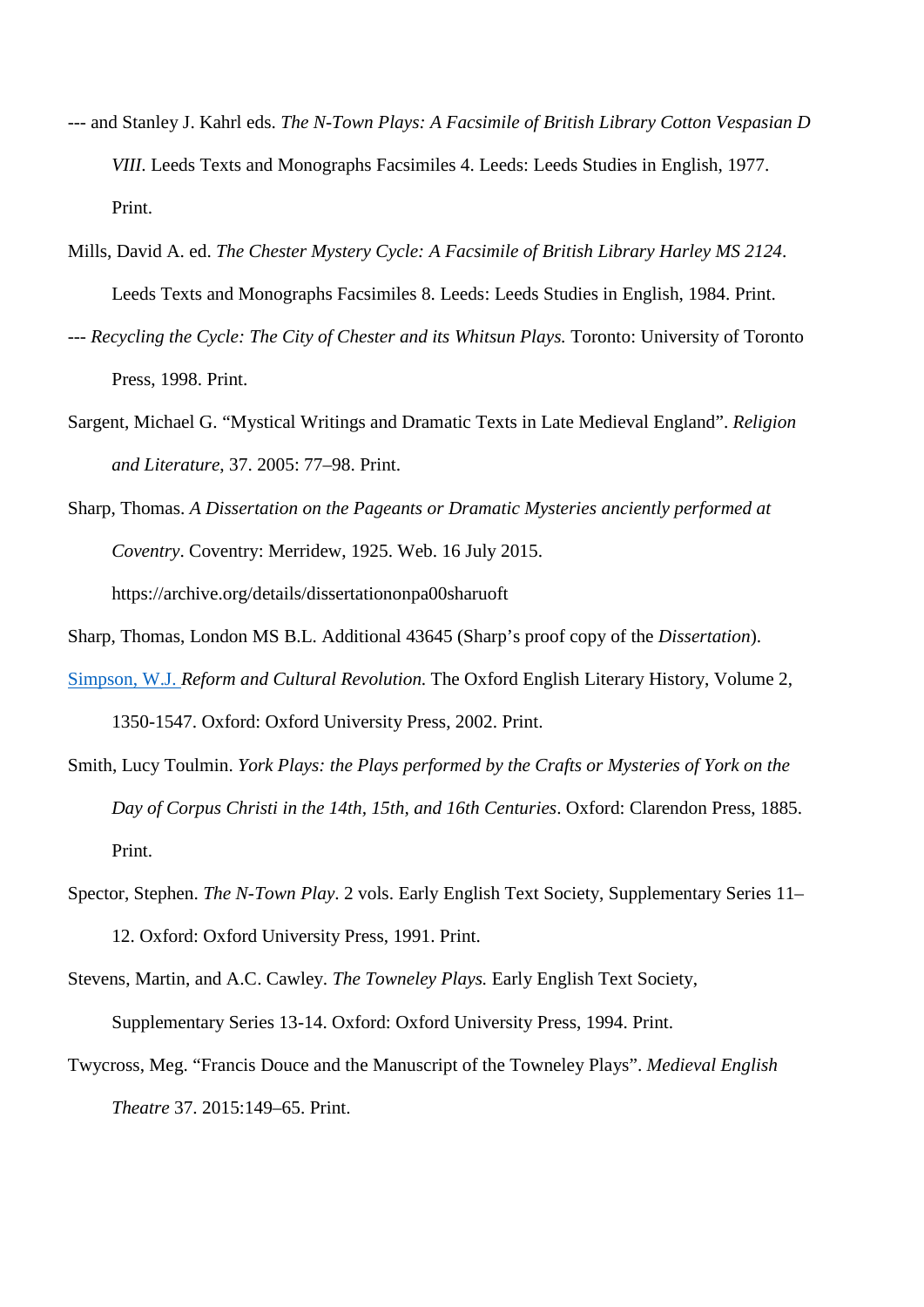--- and Stanley J. Kahrl eds. *The N-Town Plays: A Facsimile of British Library Cotton Vespasian D VIII*. Leeds Texts and Monographs Facsimiles 4. Leeds: Leeds Studies in English, 1977. Print.

Mills, David A. ed. *The Chester Mystery Cycle: A Facsimile of British Library Harley MS 2124*. Leeds Texts and Monographs Facsimiles 8. Leeds: Leeds Studies in English, 1984. Print.

--- *Recycling the Cycle: The City of Chester and its Whitsun Plays.* Toronto: University of Toronto Press, 1998. Print.

Sargent, Michael G. "Mystical Writings and Dramatic Texts in Late Medieval England". *Religion and Literature*, 37. 2005: 77–98. Print.

Sharp, Thomas. *A Dissertation on the Pageants or Dramatic Mysteries anciently performed at Coventry*. Coventry: Merridew, 1925. Web. 16 July 2015. https://archive.org/details/dissertationonpa00sharuoft

Sharp, Thomas, London MS B.L. Additional 43645 (Sharp's proof copy of the *Dissertation*).

Simpson, W.J. *Reform and Cultural Revolution.* The Oxford English Literary History, Volume 2, 1350-1547. Oxford: Oxford University Press, 2002. Print.

Smith, Lucy Toulmin. *York Plays: the Plays performed by the Crafts or Mysteries of York on the Day of Corpus Christi in the 14th, 15th, and 16th Centuries*. Oxford: Clarendon Press, 1885. Print.

Spector, Stephen. *The N-Town Play*. 2 vols. Early English Text Society, Supplementary Series 11–12. Oxford: Oxford University Press, 1991. Print.

Stevens, Martin, and A.C. Cawley. *The Towneley Plays.* Early English Text Society, Supplementary Series 13-14. Oxford: Oxford University Press, 1994. Print.

Twycross, Meg. "Francis Douce and the Manuscript of the Towneley Plays". *Medieval English Theatre* 37. 2015:149–65. Print.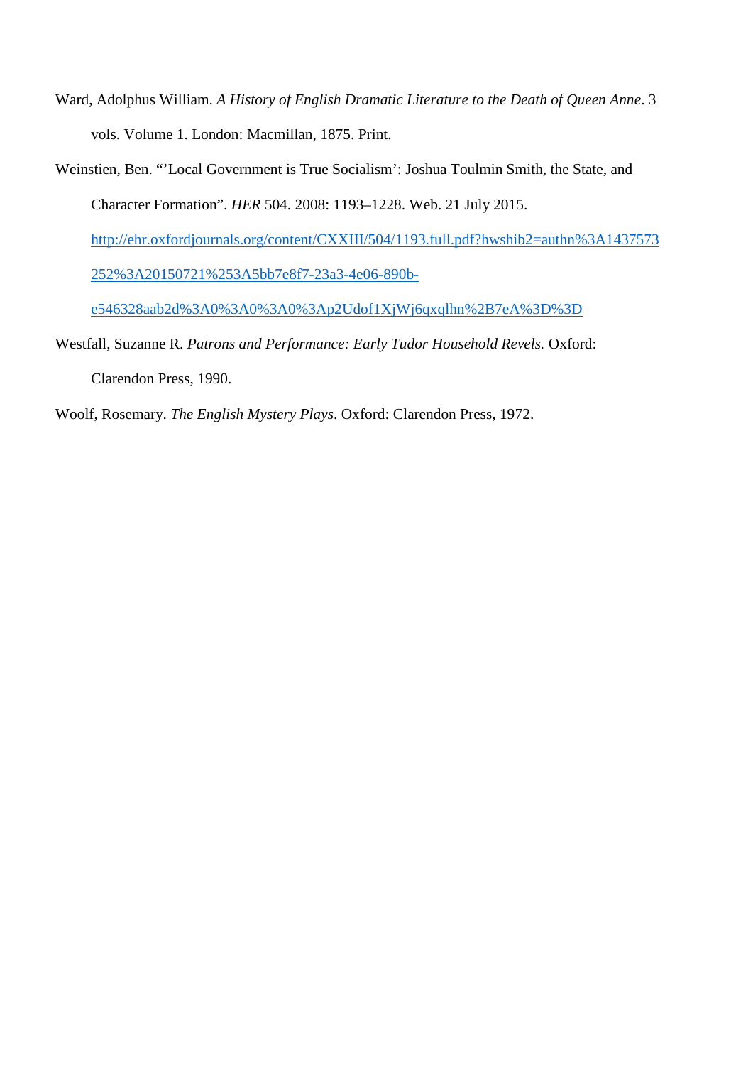Ward, Adolphus William. *A History of English Dramatic Literature to the Death of Queen Anne*. 3 vols. Volume 1. London: Macmillan, 1875. Print.

Weinstien, Ben. "'Local Government is True Socialism': Joshua Toulmin Smith, the State, and Character Formation". *HER* 504. 2008: 1193–1228. Web. 21 July 2015. http://ehr.oxfordjournals.org/content/CXXIII/504/1193.full.pdf?hwshib2=authn%3A1437573252%3A20150721%253A5bb7e8f7-23a3-4e06-890b-e546328aab2d%3A0%3A0%3A0%3Ap2Udof1XjWj6qxqlhn%2B7eA%3D%3D

Westfall, Suzanne R. *Patrons and Performance: Early Tudor Household Revels.* Oxford: Clarendon Press, 1990.

Woolf, Rosemary. *The English Mystery Plays*. Oxford: Clarendon Press, 1972.